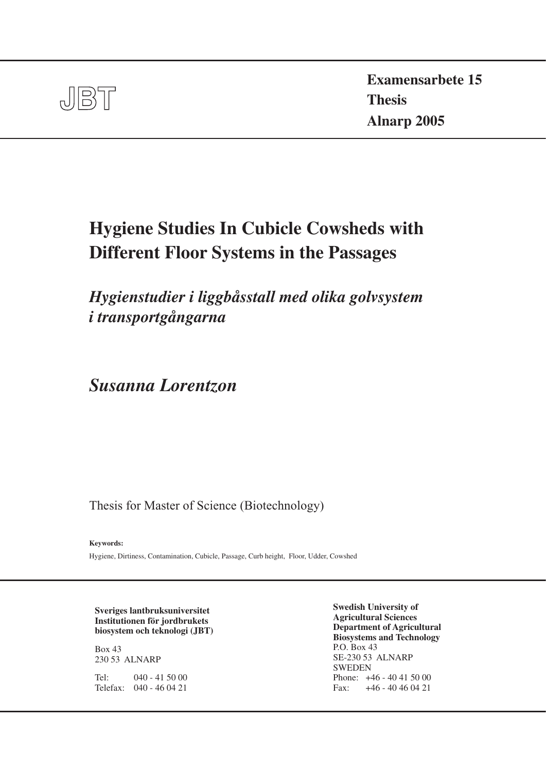JBT

**Examensarbete 15**
**Thesis**
**Alnarp 2005**

# Hygiene Studies In Cubicle Cowsheds with Different Floor Systems in the Passages

## *Hygienstudier i liggbåsstall med olika golvsystem i transportgångarna*

## *Susanna Lorentzon*

Thesis for Master of Science (Biotechnology)

**Keywords:**
Hygiene, Dirtiness, Contamination, Cubicle, Passage, Curb height, Floor, Udder, Cowshed

**Sveriges lantbruksuniversitet**
**Institutionen för jordbrukets biosystem och teknologi (JBT)**

Box 43
230 53 ALNARP

Tel: 040 - 41 50 00
Telefax: 040 - 46 04 21

**Swedish University of Agricultural Sciences**
**Department of Agricultural Biosystems and Technology**
P.O. Box 43
SE-230 53 ALNARP
SWEDEN
Phone: +46 - 40 41 50 00
Fax: +46 - 40 46 04 21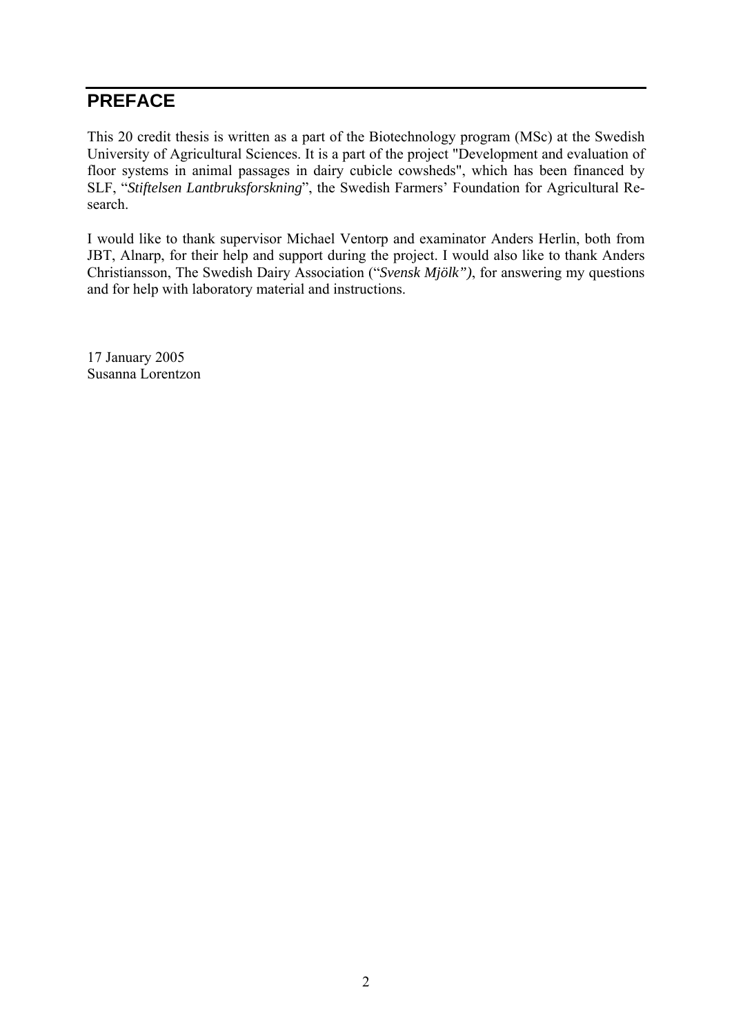# PREFACE

This 20 credit thesis is written as a part of the Biotechnology program (MSc) at the Swedish University of Agricultural Sciences. It is a part of the project "Development and evaluation of floor systems in animal passages in dairy cubicle cowsheds", which has been financed by SLF, "*Stiftelsen Lantbruksforskning*", the Swedish Farmers' Foundation for Agricultural Research.

I would like to thank supervisor Michael Ventorp and examinator Anders Herlin, both from JBT, Alnarp, for their help and support during the project. I would also like to thank Anders Christiansson, The Swedish Dairy Association ("*Svensk Mjölk")*, for answering my questions and for help with laboratory material and instructions.

17 January 2005
Susanna Lorentzon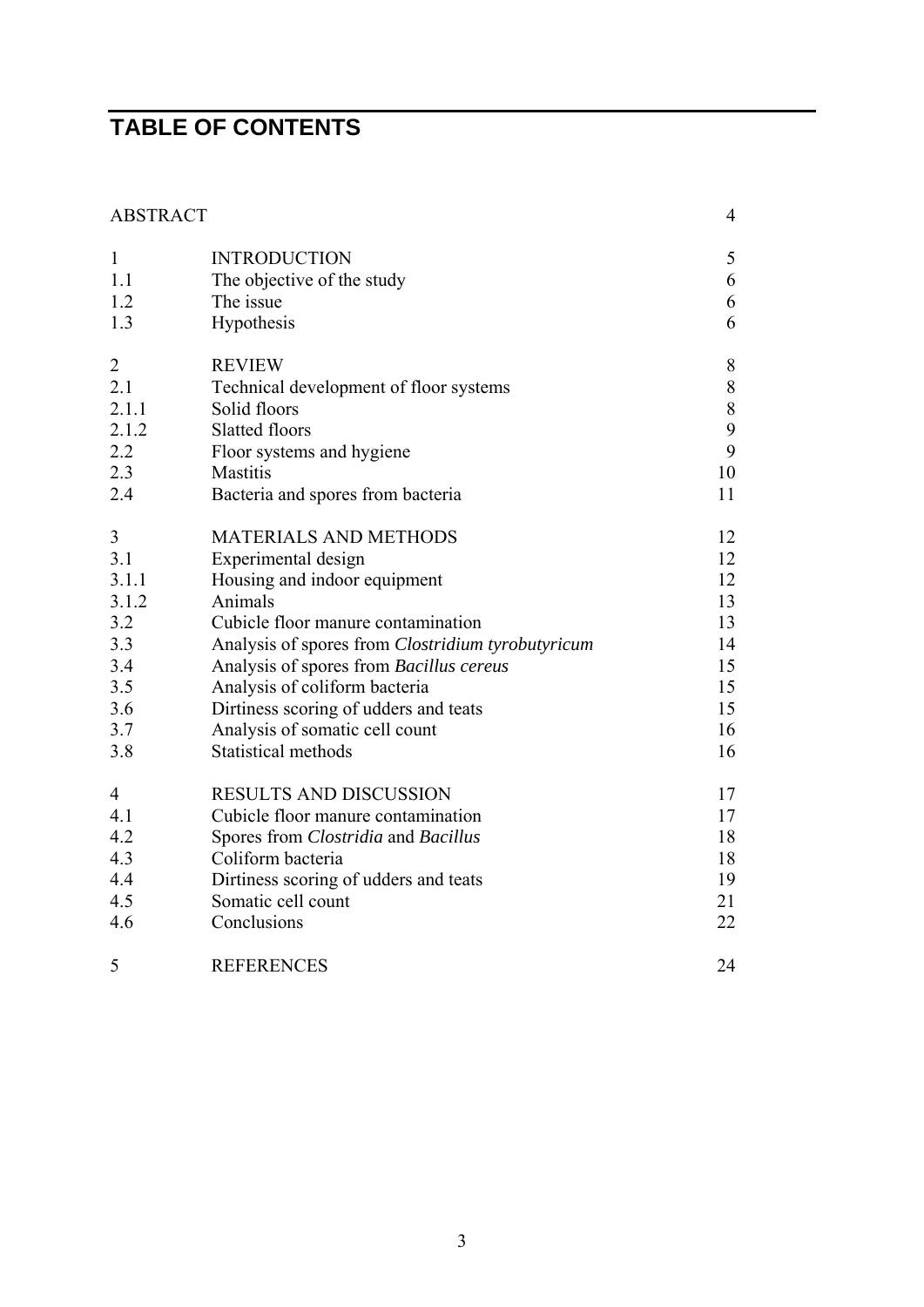# TABLE OF CONTENTS

| | | |
|---|---|---|
| ABSTRACT | | 4 |
| 1 | INTRODUCTION | 5 |
| 1.1 | The objective of the study | 6 |
| 1.2 | The issue | 6 |
| 1.3 | Hypothesis | 6 |
| 2 | REVIEW | 8 |
| 2.1 | Technical development of floor systems | 8 |
| 2.1.1 | Solid floors | 8 |
| 2.1.2 | Slatted floors | 9 |
| 2.2 | Floor systems and hygiene | 9 |
| 2.3 | Mastitis | 10 |
| 2.4 | Bacteria and spores from bacteria | 11 |
| 3 | MATERIALS AND METHODS | 12 |
| 3.1 | Experimental design | 12 |
| 3.1.1 | Housing and indoor equipment | 12 |
| 3.1.2 | Animals | 13 |
| 3.2 | Cubicle floor manure contamination | 13 |
| 3.3 | Analysis of spores from *Clostridium tyrobutyricum* | 14 |
| 3.4 | Analysis of spores from *Bacillus cereus* | 15 |
| 3.5 | Analysis of coliform bacteria | 15 |
| 3.6 | Dirtiness scoring of udders and teats | 15 |
| 3.7 | Analysis of somatic cell count | 16 |
| 3.8 | Statistical methods | 16 |
| 4 | RESULTS AND DISCUSSION | 17 |
| 4.1 | Cubicle floor manure contamination | 17 |
| 4.2 | Spores from *Clostridia* and *Bacillus* | 18 |
| 4.3 | Coliform bacteria | 18 |
| 4.4 | Dirtiness scoring of udders and teats | 19 |
| 4.5 | Somatic cell count | 21 |
| 4.6 | Conclusions | 22 |
| 5 | REFERENCES | 24 |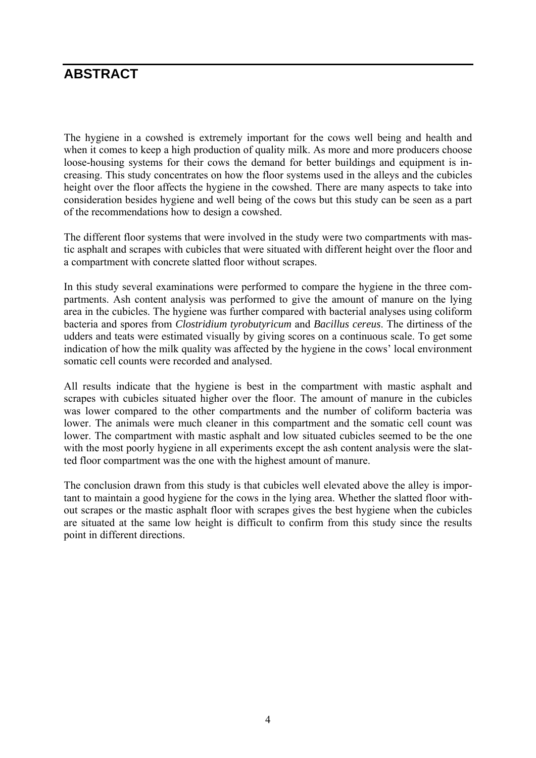## ABSTRACT

The hygiene in a cowshed is extremely important for the cows well being and health and when it comes to keep a high production of quality milk. As more and more producers choose loose-housing systems for their cows the demand for better buildings and equipment is increasing. This study concentrates on how the floor systems used in the alleys and the cubicles height over the floor affects the hygiene in the cowshed. There are many aspects to take into consideration besides hygiene and well being of the cows but this study can be seen as a part of the recommendations how to design a cowshed.

The different floor systems that were involved in the study were two compartments with mastic asphalt and scrapes with cubicles that were situated with different height over the floor and a compartment with concrete slatted floor without scrapes.

In this study several examinations were performed to compare the hygiene in the three compartments. Ash content analysis was performed to give the amount of manure on the lying area in the cubicles. The hygiene was further compared with bacterial analyses using coliform bacteria and spores from *Clostridium tyrobutyricum* and *Bacillus cereus*. The dirtiness of the udders and teats were estimated visually by giving scores on a continuous scale. To get some indication of how the milk quality was affected by the hygiene in the cows' local environment somatic cell counts were recorded and analysed.

All results indicate that the hygiene is best in the compartment with mastic asphalt and scrapes with cubicles situated higher over the floor. The amount of manure in the cubicles was lower compared to the other compartments and the number of coliform bacteria was lower. The animals were much cleaner in this compartment and the somatic cell count was lower. The compartment with mastic asphalt and low situated cubicles seemed to be the one with the most poorly hygiene in all experiments except the ash content analysis were the slatted floor compartment was the one with the highest amount of manure.

The conclusion drawn from this study is that cubicles well elevated above the alley is important to maintain a good hygiene for the cows in the lying area. Whether the slatted floor without scrapes or the mastic asphalt floor with scrapes gives the best hygiene when the cubicles are situated at the same low height is difficult to confirm from this study since the results point in different directions.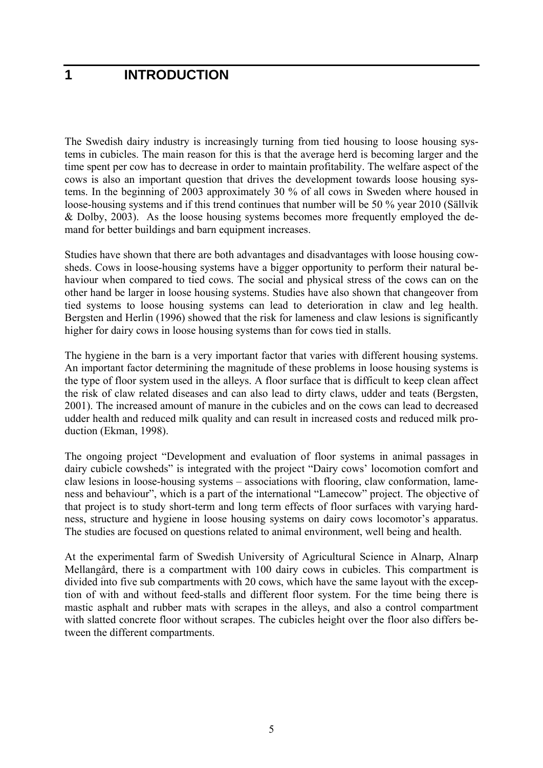# 1 INTRODUCTION

The Swedish dairy industry is increasingly turning from tied housing to loose housing systems in cubicles. The main reason for this is that the average herd is becoming larger and the time spent per cow has to decrease in order to maintain profitability. The welfare aspect of the cows is also an important question that drives the development towards loose housing systems. In the beginning of 2003 approximately 30 % of all cows in Sweden where housed in loose-housing systems and if this trend continues that number will be 50 % year 2010 (Sällvik & Dolby, 2003). As the loose housing systems becomes more frequently employed the demand for better buildings and barn equipment increases.

Studies have shown that there are both advantages and disadvantages with loose housing cowsheds. Cows in loose-housing systems have a bigger opportunity to perform their natural behaviour when compared to tied cows. The social and physical stress of the cows can on the other hand be larger in loose housing systems. Studies have also shown that changeover from tied systems to loose housing systems can lead to deterioration in claw and leg health. Bergsten and Herlin (1996) showed that the risk for lameness and claw lesions is significantly higher for dairy cows in loose housing systems than for cows tied in stalls.

The hygiene in the barn is a very important factor that varies with different housing systems. An important factor determining the magnitude of these problems in loose housing systems is the type of floor system used in the alleys. A floor surface that is difficult to keep clean affect the risk of claw related diseases and can also lead to dirty claws, udder and teats (Bergsten, 2001). The increased amount of manure in the cubicles and on the cows can lead to decreased udder health and reduced milk quality and can result in increased costs and reduced milk production (Ekman, 1998).

The ongoing project "Development and evaluation of floor systems in animal passages in dairy cubicle cowsheds" is integrated with the project "Dairy cows' locomotion comfort and claw lesions in loose-housing systems – associations with flooring, claw conformation, lameness and behaviour", which is a part of the international "Lamecow" project. The objective of that project is to study short-term and long term effects of floor surfaces with varying hardness, structure and hygiene in loose housing systems on dairy cows locomotor's apparatus. The studies are focused on questions related to animal environment, well being and health.

At the experimental farm of Swedish University of Agricultural Science in Alnarp, Alnarp Mellangård, there is a compartment with 100 dairy cows in cubicles. This compartment is divided into five sub compartments with 20 cows, which have the same layout with the exception of with and without feed-stalls and different floor system. For the time being there is mastic asphalt and rubber mats with scrapes in the alleys, and also a control compartment with slatted concrete floor without scrapes. The cubicles height over the floor also differs between the different compartments.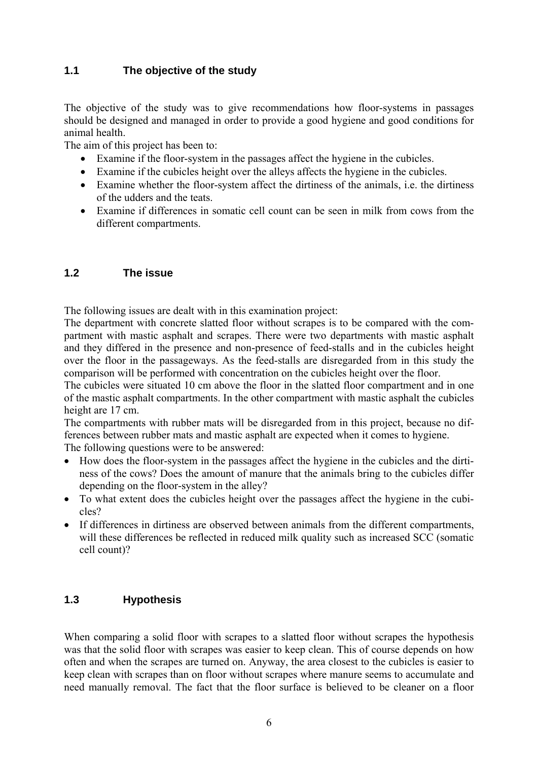## 1.1 The objective of the study

The objective of the study was to give recommendations how floor-systems in passages should be designed and managed in order to provide a good hygiene and good conditions for animal health.

The aim of this project has been to:

- Examine if the floor-system in the passages affect the hygiene in the cubicles.
- Examine if the cubicles height over the alleys affects the hygiene in the cubicles.
- Examine whether the floor-system affect the dirtiness of the animals, i.e. the dirtiness of the udders and the teats.
- Examine if differences in somatic cell count can be seen in milk from cows from the different compartments.

## 1.2 The issue

The following issues are dealt with in this examination project:

The department with concrete slatted floor without scrapes is to be compared with the compartment with mastic asphalt and scrapes. There were two departments with mastic asphalt and they differed in the presence and non-presence of feed-stalls and in the cubicles height over the floor in the passageways. As the feed-stalls are disregarded from in this study the comparison will be performed with concentration on the cubicles height over the floor.

The cubicles were situated 10 cm above the floor in the slatted floor compartment and in one of the mastic asphalt compartments. In the other compartment with mastic asphalt the cubicles height are 17 cm.

The compartments with rubber mats will be disregarded from in this project, because no differences between rubber mats and mastic asphalt are expected when it comes to hygiene.

The following questions were to be answered:

- How does the floor-system in the passages affect the hygiene in the cubicles and the dirtiness of the cows? Does the amount of manure that the animals bring to the cubicles differ depending on the floor-system in the alley?
- To what extent does the cubicles height over the passages affect the hygiene in the cubicles?
- If differences in dirtiness are observed between animals from the different compartments, will these differences be reflected in reduced milk quality such as increased SCC (somatic cell count)?

## 1.3 Hypothesis

When comparing a solid floor with scrapes to a slatted floor without scrapes the hypothesis was that the solid floor with scrapes was easier to keep clean. This of course depends on how often and when the scrapes are turned on. Anyway, the area closest to the cubicles is easier to keep clean with scrapes than on floor without scrapes where manure seems to accumulate and need manually removal. The fact that the floor surface is believed to be cleaner on a floor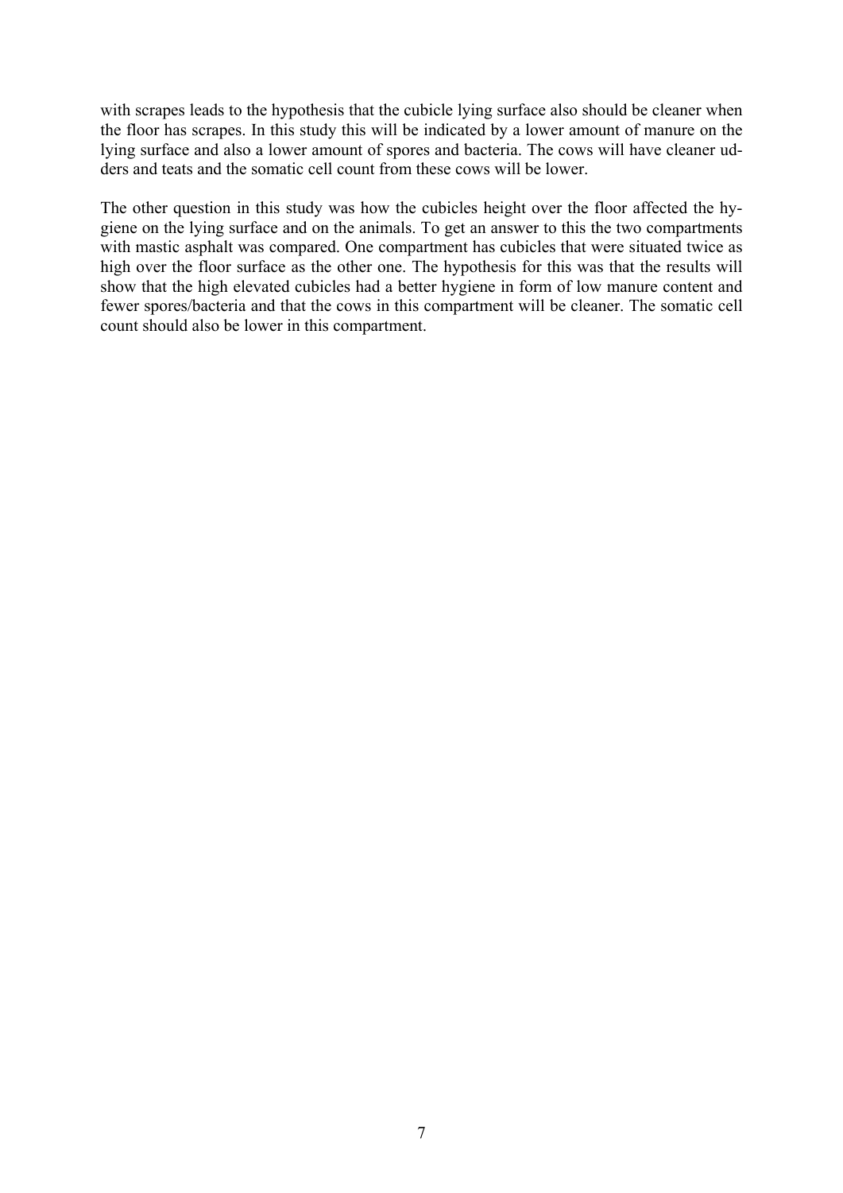with scrapes leads to the hypothesis that the cubicle lying surface also should be cleaner when the floor has scrapes. In this study this will be indicated by a lower amount of manure on the lying surface and also a lower amount of spores and bacteria. The cows will have cleaner udders and teats and the somatic cell count from these cows will be lower.

The other question in this study was how the cubicles height over the floor affected the hygiene on the lying surface and on the animals. To get an answer to this the two compartments with mastic asphalt was compared. One compartment has cubicles that were situated twice as high over the floor surface as the other one. The hypothesis for this was that the results will show that the high elevated cubicles had a better hygiene in form of low manure content and fewer spores/bacteria and that the cows in this compartment will be cleaner. The somatic cell count should also be lower in this compartment.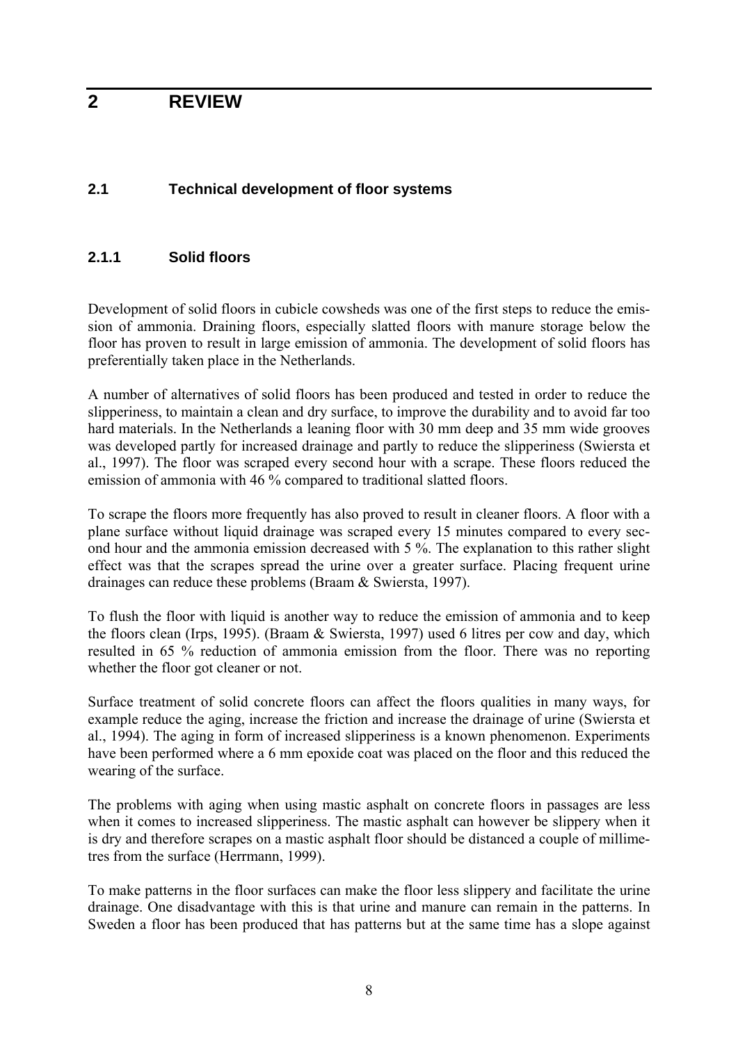# 2 REVIEW

## 2.1 Technical development of floor systems

### 2.1.1 Solid floors

Development of solid floors in cubicle cowsheds was one of the first steps to reduce the emission of ammonia. Draining floors, especially slatted floors with manure storage below the floor has proven to result in large emission of ammonia. The development of solid floors has preferentially taken place in the Netherlands.

A number of alternatives of solid floors has been produced and tested in order to reduce the slipperiness, to maintain a clean and dry surface, to improve the durability and to avoid far too hard materials. In the Netherlands a leaning floor with 30 mm deep and 35 mm wide grooves was developed partly for increased drainage and partly to reduce the slipperiness (Swiersta et al., 1997). The floor was scraped every second hour with a scrape. These floors reduced the emission of ammonia with 46 % compared to traditional slatted floors.

To scrape the floors more frequently has also proved to result in cleaner floors. A floor with a plane surface without liquid drainage was scraped every 15 minutes compared to every second hour and the ammonia emission decreased with 5 %. The explanation to this rather slight effect was that the scrapes spread the urine over a greater surface. Placing frequent urine drainages can reduce these problems (Braam & Swiersta, 1997).

To flush the floor with liquid is another way to reduce the emission of ammonia and to keep the floors clean (Irps, 1995). (Braam & Swiersta, 1997) used 6 litres per cow and day, which resulted in 65 % reduction of ammonia emission from the floor. There was no reporting whether the floor got cleaner or not.

Surface treatment of solid concrete floors can affect the floors qualities in many ways, for example reduce the aging, increase the friction and increase the drainage of urine (Swiersta et al., 1994). The aging in form of increased slipperiness is a known phenomenon. Experiments have been performed where a 6 mm epoxide coat was placed on the floor and this reduced the wearing of the surface.

The problems with aging when using mastic asphalt on concrete floors in passages are less when it comes to increased slipperiness. The mastic asphalt can however be slippery when it is dry and therefore scrapes on a mastic asphalt floor should be distanced a couple of millimetres from the surface (Herrmann, 1999).

To make patterns in the floor surfaces can make the floor less slippery and facilitate the urine drainage. One disadvantage with this is that urine and manure can remain in the patterns. In Sweden a floor has been produced that has patterns but at the same time has a slope against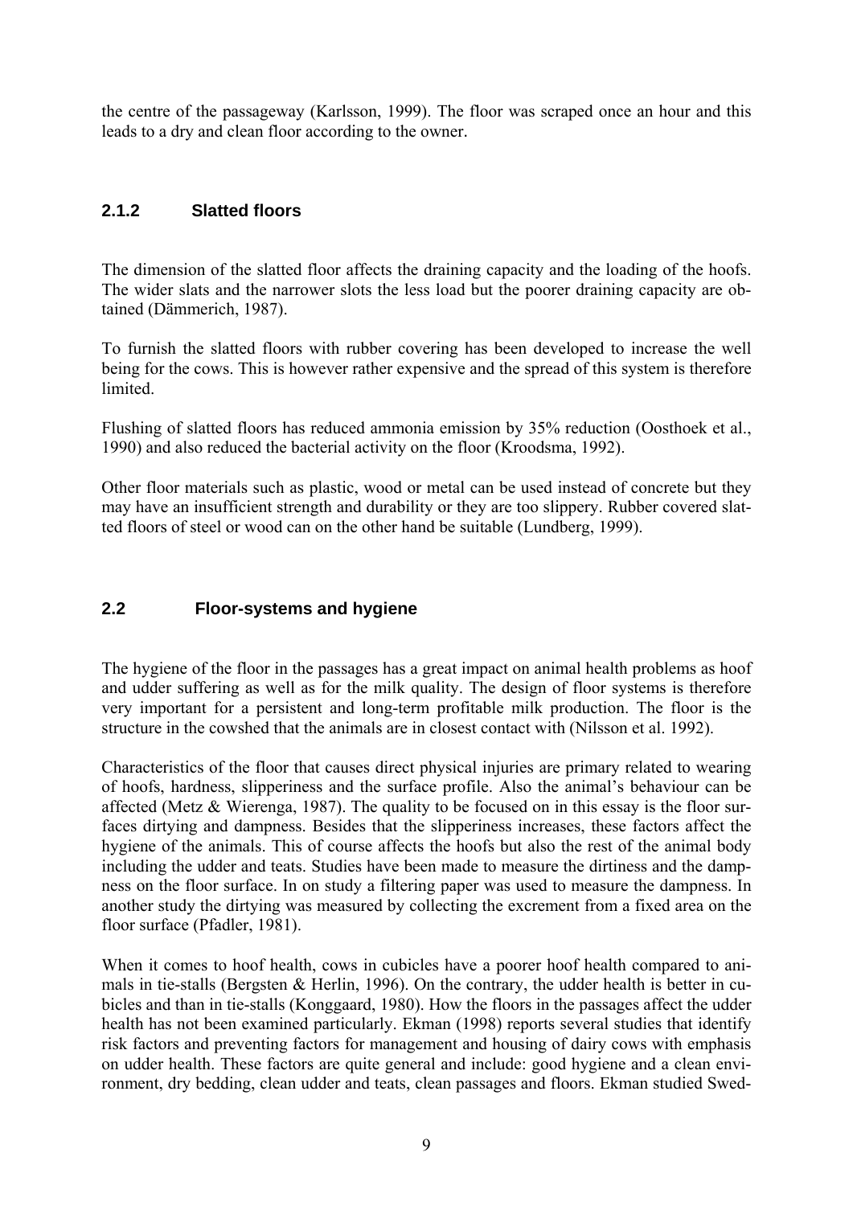the centre of the passageway (Karlsson, 1999). The floor was scraped once an hour and this leads to a dry and clean floor according to the owner.

### 2.1.2 Slatted floors

The dimension of the slatted floor affects the draining capacity and the loading of the hoofs. The wider slats and the narrower slots the less load but the poorer draining capacity are obtained (Dämmerich, 1987).

To furnish the slatted floors with rubber covering has been developed to increase the well being for the cows. This is however rather expensive and the spread of this system is therefore limited.

Flushing of slatted floors has reduced ammonia emission by 35% reduction (Oosthoek et al., 1990) and also reduced the bacterial activity on the floor (Kroodsma, 1992).

Other floor materials such as plastic, wood or metal can be used instead of concrete but they may have an insufficient strength and durability or they are too slippery. Rubber covered slatted floors of steel or wood can on the other hand be suitable (Lundberg, 1999).

## 2.2 Floor-systems and hygiene

The hygiene of the floor in the passages has a great impact on animal health problems as hoof and udder suffering as well as for the milk quality. The design of floor systems is therefore very important for a persistent and long-term profitable milk production. The floor is the structure in the cowshed that the animals are in closest contact with (Nilsson et al. 1992).

Characteristics of the floor that causes direct physical injuries are primary related to wearing of hoofs, hardness, slipperiness and the surface profile. Also the animal's behaviour can be affected (Metz & Wierenga, 1987). The quality to be focused on in this essay is the floor surfaces dirtying and dampness. Besides that the slipperiness increases, these factors affect the hygiene of the animals. This of course affects the hoofs but also the rest of the animal body including the udder and teats. Studies have been made to measure the dirtiness and the dampness on the floor surface. In on study a filtering paper was used to measure the dampness. In another study the dirtying was measured by collecting the excrement from a fixed area on the floor surface (Pfadler, 1981).

When it comes to hoof health, cows in cubicles have a poorer hoof health compared to animals in tie-stalls (Bergsten & Herlin, 1996). On the contrary, the udder health is better in cubicles and than in tie-stalls (Konggaard, 1980). How the floors in the passages affect the udder health has not been examined particularly. Ekman (1998) reports several studies that identify risk factors and preventing factors for management and housing of dairy cows with emphasis on udder health. These factors are quite general and include: good hygiene and a clean environment, dry bedding, clean udder and teats, clean passages and floors. Ekman studied Swed-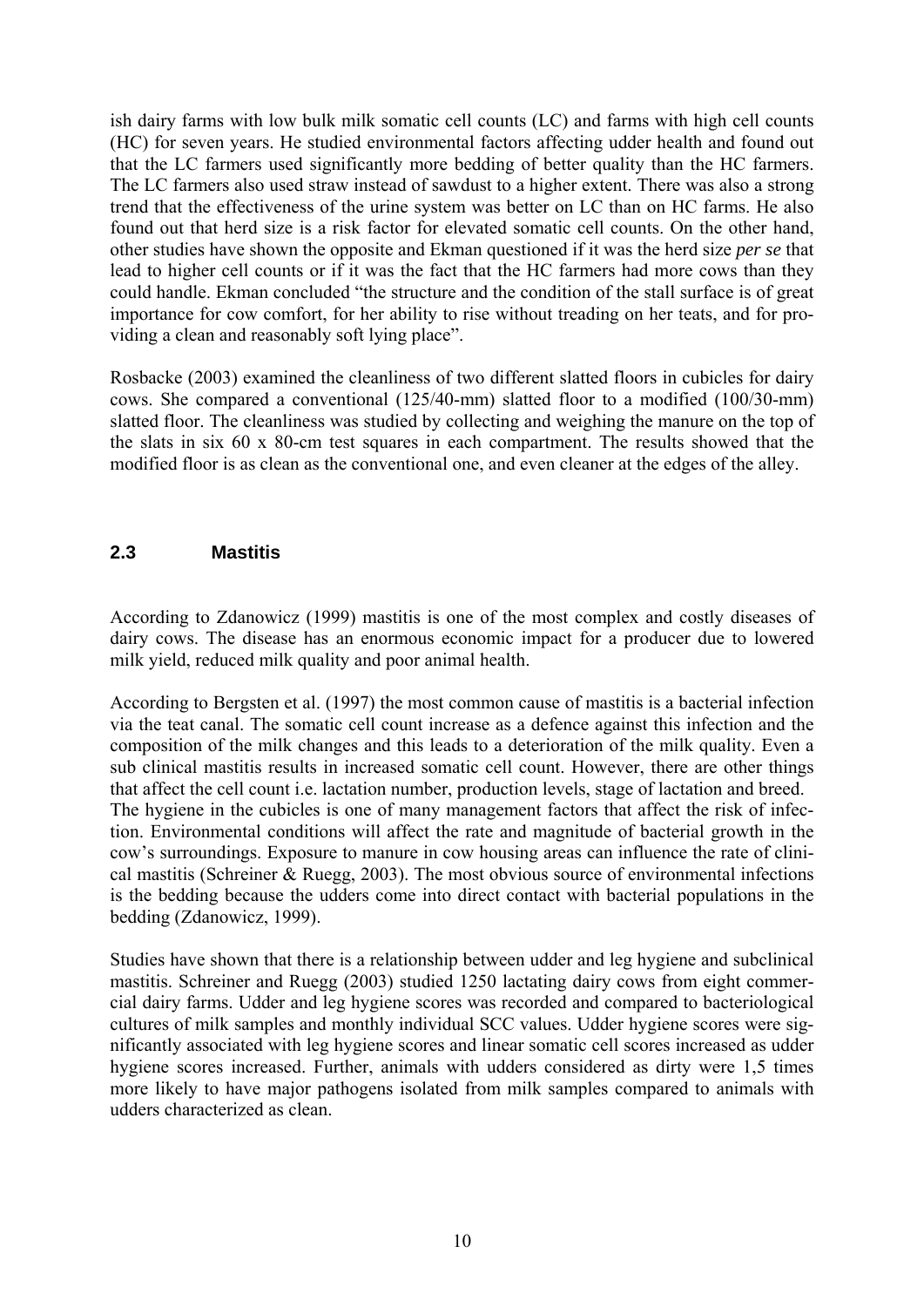ish dairy farms with low bulk milk somatic cell counts (LC) and farms with high cell counts (HC) for seven years. He studied environmental factors affecting udder health and found out that the LC farmers used significantly more bedding of better quality than the HC farmers. The LC farmers also used straw instead of sawdust to a higher extent. There was also a strong trend that the effectiveness of the urine system was better on LC than on HC farms. He also found out that herd size is a risk factor for elevated somatic cell counts. On the other hand, other studies have shown the opposite and Ekman questioned if it was the herd size *per se* that lead to higher cell counts or if it was the fact that the HC farmers had more cows than they could handle. Ekman concluded "the structure and the condition of the stall surface is of great importance for cow comfort, for her ability to rise without treading on her teats, and for providing a clean and reasonably soft lying place".

Rosbacke (2003) examined the cleanliness of two different slatted floors in cubicles for dairy cows. She compared a conventional (125/40-mm) slatted floor to a modified (100/30-mm) slatted floor. The cleanliness was studied by collecting and weighing the manure on the top of the slats in six 60 x 80-cm test squares in each compartment. The results showed that the modified floor is as clean as the conventional one, and even cleaner at the edges of the alley.

## 2.3 Mastitis

According to Zdanowicz (1999) mastitis is one of the most complex and costly diseases of dairy cows. The disease has an enormous economic impact for a producer due to lowered milk yield, reduced milk quality and poor animal health.

According to Bergsten et al. (1997) the most common cause of mastitis is a bacterial infection via the teat canal. The somatic cell count increase as a defence against this infection and the composition of the milk changes and this leads to a deterioration of the milk quality. Even a sub clinical mastitis results in increased somatic cell count. However, there are other things that affect the cell count i.e. lactation number, production levels, stage of lactation and breed. The hygiene in the cubicles is one of many management factors that affect the risk of infection. Environmental conditions will affect the rate and magnitude of bacterial growth in the cow's surroundings. Exposure to manure in cow housing areas can influence the rate of clinical mastitis (Schreiner & Ruegg, 2003). The most obvious source of environmental infections is the bedding because the udders come into direct contact with bacterial populations in the bedding (Zdanowicz, 1999).

Studies have shown that there is a relationship between udder and leg hygiene and subclinical mastitis. Schreiner and Ruegg (2003) studied 1250 lactating dairy cows from eight commercial dairy farms. Udder and leg hygiene scores was recorded and compared to bacteriological cultures of milk samples and monthly individual SCC values. Udder hygiene scores were significantly associated with leg hygiene scores and linear somatic cell scores increased as udder hygiene scores increased. Further, animals with udders considered as dirty were 1,5 times more likely to have major pathogens isolated from milk samples compared to animals with udders characterized as clean.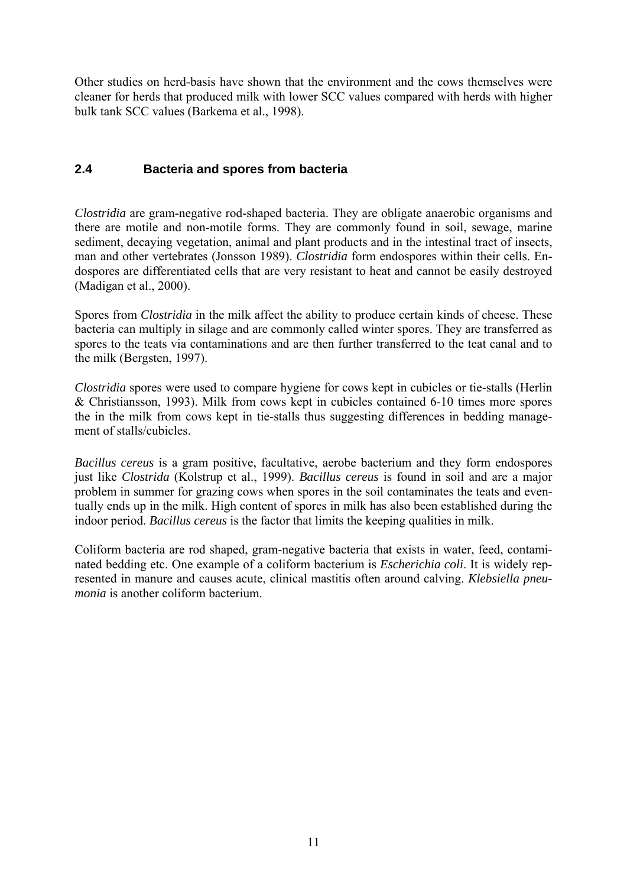Other studies on herd-basis have shown that the environment and the cows themselves were cleaner for herds that produced milk with lower SCC values compared with herds with higher bulk tank SCC values (Barkema et al., 1998).

## 2.4 Bacteria and spores from bacteria

*Clostridia* are gram-negative rod-shaped bacteria. They are obligate anaerobic organisms and there are motile and non-motile forms. They are commonly found in soil, sewage, marine sediment, decaying vegetation, animal and plant products and in the intestinal tract of insects, man and other vertebrates (Jonsson 1989). *Clostridia* form endospores within their cells. Endospores are differentiated cells that are very resistant to heat and cannot be easily destroyed (Madigan et al., 2000).

Spores from *Clostridia* in the milk affect the ability to produce certain kinds of cheese. These bacteria can multiply in silage and are commonly called winter spores. They are transferred as spores to the teats via contaminations and are then further transferred to the teat canal and to the milk (Bergsten, 1997).

*Clostridia* spores were used to compare hygiene for cows kept in cubicles or tie-stalls (Herlin & Christiansson, 1993). Milk from cows kept in cubicles contained 6-10 times more spores the in the milk from cows kept in tie-stalls thus suggesting differences in bedding management of stalls/cubicles.

*Bacillus cereus* is a gram positive, facultative, aerobe bacterium and they form endospores just like *Clostrida* (Kolstrup et al., 1999). *Bacillus cereus* is found in soil and are a major problem in summer for grazing cows when spores in the soil contaminates the teats and eventually ends up in the milk. High content of spores in milk has also been established during the indoor period. *Bacillus cereus* is the factor that limits the keeping qualities in milk.

Coliform bacteria are rod shaped, gram-negative bacteria that exists in water, feed, contaminated bedding etc. One example of a coliform bacterium is *Escherichia coli*. It is widely represented in manure and causes acute, clinical mastitis often around calving. *Klebsiella pneumonia* is another coliform bacterium.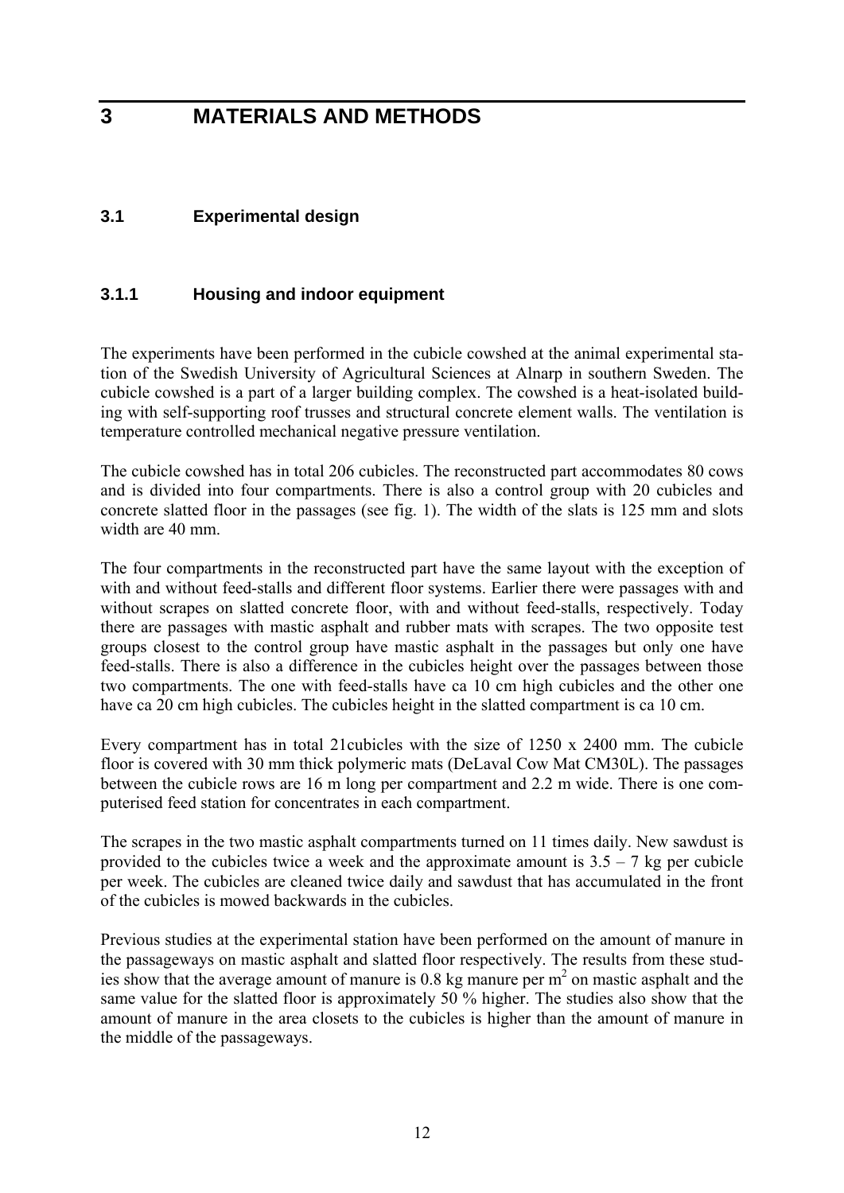# 3 MATERIALS AND METHODS

## 3.1 Experimental design

### 3.1.1 Housing and indoor equipment

The experiments have been performed in the cubicle cowshed at the animal experimental station of the Swedish University of Agricultural Sciences at Alnarp in southern Sweden. The cubicle cowshed is a part of a larger building complex. The cowshed is a heat-isolated building with self-supporting roof trusses and structural concrete element walls. The ventilation is temperature controlled mechanical negative pressure ventilation.

The cubicle cowshed has in total 206 cubicles. The reconstructed part accommodates 80 cows and is divided into four compartments. There is also a control group with 20 cubicles and concrete slatted floor in the passages (see fig. 1). The width of the slats is 125 mm and slots width are 40 mm.

The four compartments in the reconstructed part have the same layout with the exception of with and without feed-stalls and different floor systems. Earlier there were passages with and without scrapes on slatted concrete floor, with and without feed-stalls, respectively. Today there are passages with mastic asphalt and rubber mats with scrapes. The two opposite test groups closest to the control group have mastic asphalt in the passages but only one have feed-stalls. There is also a difference in the cubicles height over the passages between those two compartments. The one with feed-stalls have ca 10 cm high cubicles and the other one have ca 20 cm high cubicles. The cubicles height in the slatted compartment is ca 10 cm.

Every compartment has in total 21cubicles with the size of 1250 x 2400 mm. The cubicle floor is covered with 30 mm thick polymeric mats (DeLaval Cow Mat CM30L). The passages between the cubicle rows are 16 m long per compartment and 2.2 m wide. There is one computerised feed station for concentrates in each compartment.

The scrapes in the two mastic asphalt compartments turned on 11 times daily. New sawdust is provided to the cubicles twice a week and the approximate amount is 3.5 – 7 kg per cubicle per week. The cubicles are cleaned twice daily and sawdust that has accumulated in the front of the cubicles is mowed backwards in the cubicles.

Previous studies at the experimental station have been performed on the amount of manure in the passageways on mastic asphalt and slatted floor respectively. The results from these studies show that the average amount of manure is 0.8 kg manure per $m^2$ on mastic asphalt and the same value for the slatted floor is approximately 50 % higher. The studies also show that the amount of manure in the area closets to the cubicles is higher than the amount of manure in the middle of the passageways.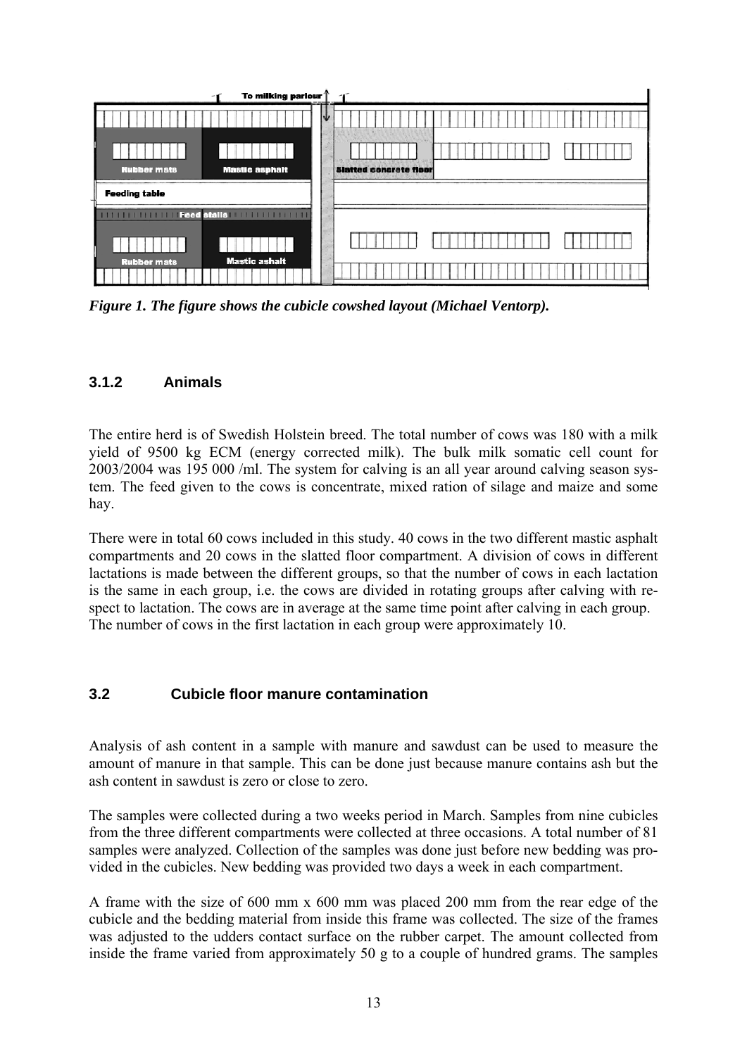*Figure 1. The figure shows the cubicle cowshed layout (Michael Ventorp).*

### 3.1.2 Animals

The entire herd is of Swedish Holstein breed. The total number of cows was 180 with a milk yield of 9500 kg ECM (energy corrected milk). The bulk milk somatic cell count for 2003/2004 was 195 000 /ml. The system for calving is an all year around calving season system. The feed given to the cows is concentrate, mixed ration of silage and maize and some hay.

There were in total 60 cows included in this study. 40 cows in the two different mastic asphalt compartments and 20 cows in the slatted floor compartment. A division of cows in different lactations is made between the different groups, so that the number of cows in each lactation is the same in each group, i.e. the cows are divided in rotating groups after calving with respect to lactation. The cows are in average at the same time point after calving in each group. The number of cows in the first lactation in each group were approximately 10.

## 3.2 Cubicle floor manure contamination

Analysis of ash content in a sample with manure and sawdust can be used to measure the amount of manure in that sample. This can be done just because manure contains ash but the ash content in sawdust is zero or close to zero.

The samples were collected during a two weeks period in March. Samples from nine cubicles from the three different compartments were collected at three occasions. A total number of 81 samples were analyzed. Collection of the samples was done just before new bedding was provided in the cubicles. New bedding was provided two days a week in each compartment.

A frame with the size of 600 mm x 600 mm was placed 200 mm from the rear edge of the cubicle and the bedding material from inside this frame was collected. The size of the frames was adjusted to the udders contact surface on the rubber carpet. The amount collected from inside the frame varied from approximately 50 g to a couple of hundred grams. The samples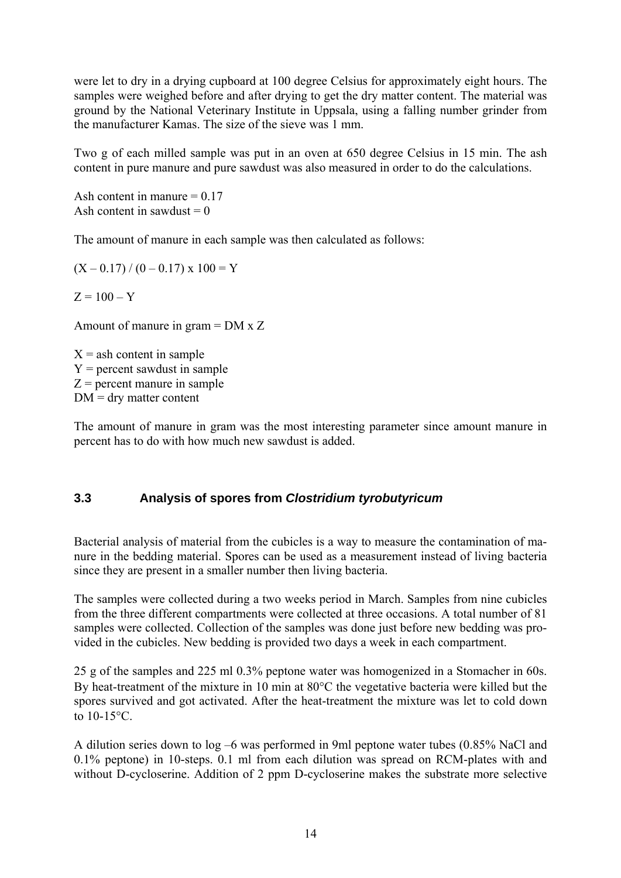were let to dry in a drying cupboard at 100 degree Celsius for approximately eight hours. The samples were weighed before and after drying to get the dry matter content. The material was ground by the National Veterinary Institute in Uppsala, using a falling number grinder from the manufacturer Kamas. The size of the sieve was 1 mm.

Two g of each milled sample was put in an oven at 650 degree Celsius in 15 min. The ash content in pure manure and pure sawdust was also measured in order to do the calculations.

Ash content in manure = 0.17
Ash content in sawdust = 0

The amount of manure in each sample was then calculated as follows:

$$(X - 0.17) / (0 - 0.17) \times 100 = Y$$

$$Z = 100 - Y$$

Amount of manure in gram = DM x Z

X = ash content in sample
Y = percent sawdust in sample
Z = percent manure in sample
DM = dry matter content

The amount of manure in gram was the most interesting parameter since amount manure in percent has to do with how much new sawdust is added.

### 3.3 Analysis of spores from *Clostridium tyrobutyricum*

Bacterial analysis of material from the cubicles is a way to measure the contamination of manure in the bedding material. Spores can be used as a measurement instead of living bacteria since they are present in a smaller number then living bacteria.

The samples were collected during a two weeks period in March. Samples from nine cubicles from the three different compartments were collected at three occasions. A total number of 81 samples were collected. Collection of the samples was done just before new bedding was provided in the cubicles. New bedding is provided two days a week in each compartment.

25 g of the samples and 225 ml 0.3% peptone water was homogenized in a Stomacher in 60s. By heat-treatment of the mixture in 10 min at 80°C the vegetative bacteria were killed but the spores survived and got activated. After the heat-treatment the mixture was let to cold down to 10-15°C.

A dilution series down to log –6 was performed in 9ml peptone water tubes (0.85% NaCl and 0.1% peptone) in 10-steps. 0.1 ml from each dilution was spread on RCM-plates with and without D-cycloserine. Addition of 2 ppm D-cycloserine makes the substrate more selective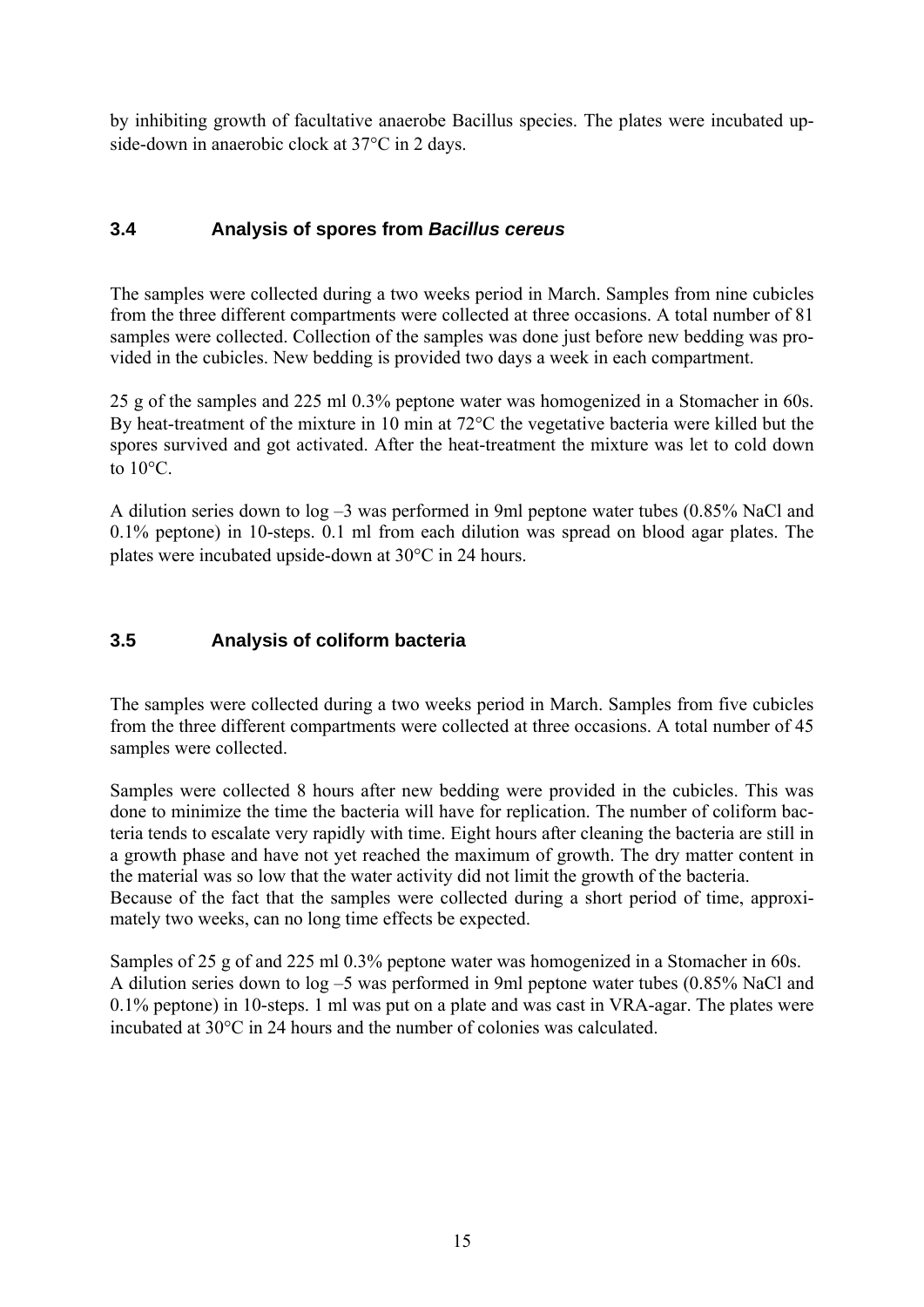by inhibiting growth of facultative anaerobe Bacillus species. The plates were incubated upside-down in anaerobic clock at 37°C in 2 days.

### 3.4 Analysis of spores from *Bacillus cereus*

The samples were collected during a two weeks period in March. Samples from nine cubicles from the three different compartments were collected at three occasions. A total number of 81 samples were collected. Collection of the samples was done just before new bedding was provided in the cubicles. New bedding is provided two days a week in each compartment.

25 g of the samples and 225 ml 0.3% peptone water was homogenized in a Stomacher in 60s. By heat-treatment of the mixture in 10 min at 72°C the vegetative bacteria were killed but the spores survived and got activated. After the heat-treatment the mixture was let to cold down to 10°C.

A dilution series down to log –3 was performed in 9ml peptone water tubes (0.85% NaCl and 0.1% peptone) in 10-steps. 0.1 ml from each dilution was spread on blood agar plates. The plates were incubated upside-down at 30°C in 24 hours.

### 3.5 Analysis of coliform bacteria

The samples were collected during a two weeks period in March. Samples from five cubicles from the three different compartments were collected at three occasions. A total number of 45 samples were collected.

Samples were collected 8 hours after new bedding were provided in the cubicles. This was done to minimize the time the bacteria will have for replication. The number of coliform bacteria tends to escalate very rapidly with time. Eight hours after cleaning the bacteria are still in a growth phase and have not yet reached the maximum of growth. The dry matter content in the material was so low that the water activity did not limit the growth of the bacteria.
Because of the fact that the samples were collected during a short period of time, approximately two weeks, can no long time effects be expected.

Samples of 25 g of and 225 ml 0.3% peptone water was homogenized in a Stomacher in 60s.
A dilution series down to log –5 was performed in 9ml peptone water tubes (0.85% NaCl and 0.1% peptone) in 10-steps. 1 ml was put on a plate and was cast in VRA-agar. The plates were incubated at 30°C in 24 hours and the number of colonies was calculated.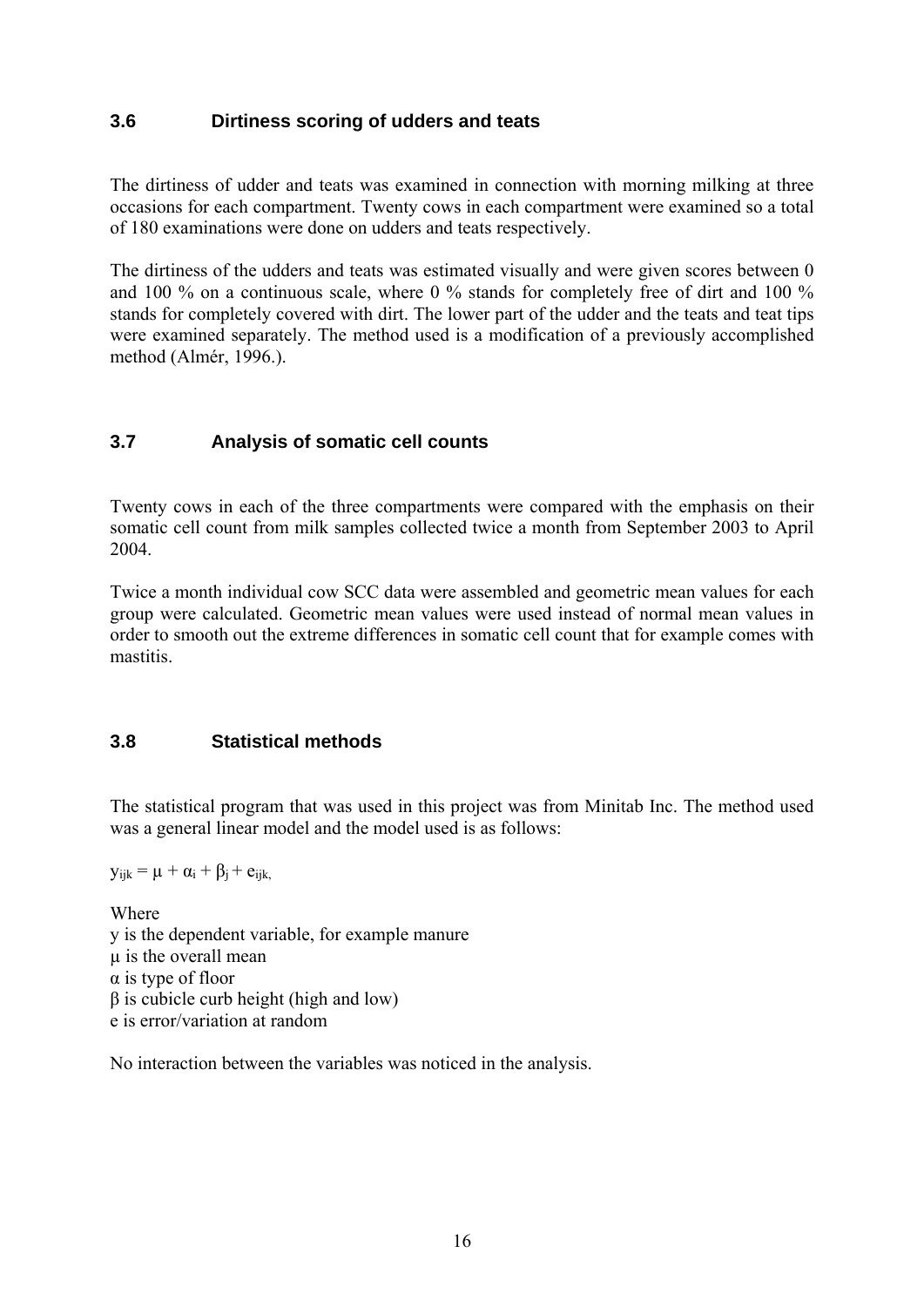### 3.6 Dirtiness scoring of udders and teats

The dirtiness of udder and teats was examined in connection with morning milking at three occasions for each compartment. Twenty cows in each compartment were examined so a total of 180 examinations were done on udders and teats respectively.

The dirtiness of the udders and teats was estimated visually and were given scores between 0 and 100 % on a continuous scale, where 0 % stands for completely free of dirt and 100 % stands for completely covered with dirt. The lower part of the udder and the teats and teat tips were examined separately. The method used is a modification of a previously accomplished method (Almér, 1996.).

### 3.7 Analysis of somatic cell counts

Twenty cows in each of the three compartments were compared with the emphasis on their somatic cell count from milk samples collected twice a month from September 2003 to April 2004.

Twice a month individual cow SCC data were assembled and geometric mean values for each group were calculated. Geometric mean values were used instead of normal mean values in order to smooth out the extreme differences in somatic cell count that for example comes with mastitis.

### 3.8 Statistical methods

The statistical program that was used in this project was from Minitab Inc. The method used was a general linear model and the model used is as follows:

$y_{ijk} = \mu + \alpha_i + \beta_j + e_{ijk},$

Where
y is the dependent variable, for example manure
$\mu$ is the overall mean
$\alpha$ is type of floor
$\beta$ is cubicle curb height (high and low)
e is error/variation at random

No interaction between the variables was noticed in the analysis.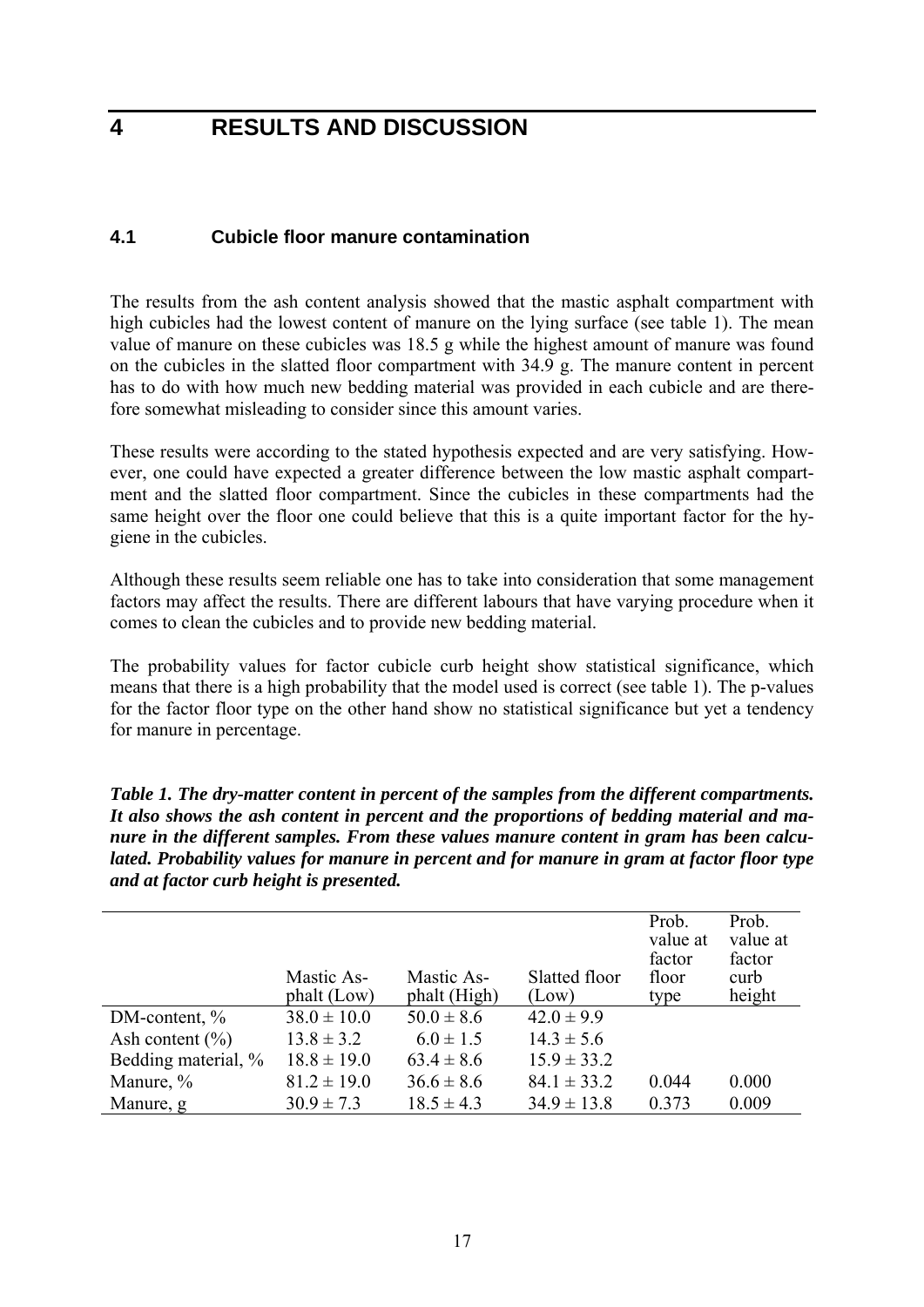# 4 RESULTS AND DISCUSSION

## 4.1 Cubicle floor manure contamination

The results from the ash content analysis showed that the mastic asphalt compartment with high cubicles had the lowest content of manure on the lying surface (see table 1). The mean value of manure on these cubicles was 18.5 g while the highest amount of manure was found on the cubicles in the slatted floor compartment with 34.9 g. The manure content in percent has to do with how much new bedding material was provided in each cubicle and are therefore somewhat misleading to consider since this amount varies.

These results were according to the stated hypothesis expected and are very satisfying. However, one could have expected a greater difference between the low mastic asphalt compartment and the slatted floor compartment. Since the cubicles in these compartments had the same height over the floor one could believe that this is a quite important factor for the hygiene in the cubicles.

Although these results seem reliable one has to take into consideration that some management factors may affect the results. There are different labours that have varying procedure when it comes to clean the cubicles and to provide new bedding material.

The probability values for factor cubicle curb height show statistical significance, which means that there is a high probability that the model used is correct (see table 1). The p-values for the factor floor type on the other hand show no statistical significance but yet a tendency for manure in percentage.

***Table 1. The dry-matter content in percent of the samples from the different compartments. It also shows the ash content in percent and the proportions of bedding material and manure in the different samples. From these values manure content in gram has been calculated. Probability values for manure in percent and for manure in gram at factor floor type and at factor curb height is presented.***

| | Mastic Asphalt (Low) | Mastic Asphalt (High) | Slatted floor (Low) | Prob. value at factor floor type | Prob. value at factor curb height |
|---|---|---|---|---|---|
| DM-content, % | 38.0 ± 10.0 | 50.0 ± 8.6 | 42.0 ± 9.9 | | |
| Ash content (%) | 13.8 ± 3.2 | 6.0 ± 1.5 | 14.3 ± 5.6 | | |
| Bedding material, % | 18.8 ± 19.0 | 63.4 ± 8.6 | 15.9 ± 33.2 | | |
| Manure, % | 81.2 ± 19.0 | 36.6 ± 8.6 | 84.1 ± 33.2 | 0.044 | 0.000 |
| Manure, g | 30.9 ± 7.3 | 18.5 ± 4.3 | 34.9 ± 13.8 | 0.373 | 0.009 |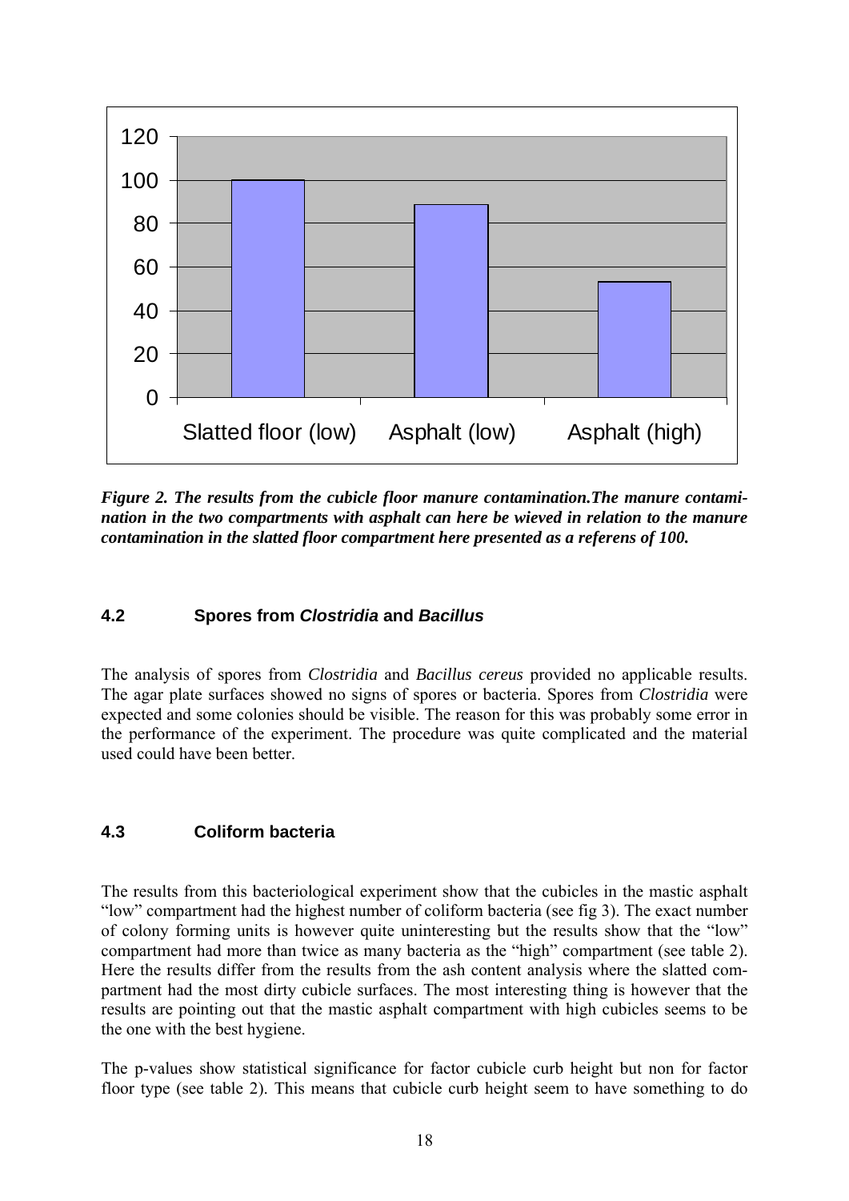*Figure 2. The results from the cubicle floor manure contamination.The manure contamination in the two compartments with asphalt can here be wieved in relation to the manure contamination in the slatted floor compartment here presented as a referens of 100.*

### 4.2 Spores from *Clostridia* and *Bacillus*

The analysis of spores from *Clostridia* and *Bacillus cereus* provided no applicable results. The agar plate surfaces showed no signs of spores or bacteria. Spores from *Clostridia* were expected and some colonies should be visible. The reason for this was probably some error in the performance of the experiment. The procedure was quite complicated and the material used could have been better.

### 4.3 Coliform bacteria

The results from this bacteriological experiment show that the cubicles in the mastic asphalt "low" compartment had the highest number of coliform bacteria (see fig 3). The exact number of colony forming units is however quite uninteresting but the results show that the "low" compartment had more than twice as many bacteria as the "high" compartment (see table 2). Here the results differ from the results from the ash content analysis where the slatted compartment had the most dirty cubicle surfaces. The most interesting thing is however that the results are pointing out that the mastic asphalt compartment with high cubicles seems to be the one with the best hygiene.

The p-values show statistical significance for factor cubicle curb height but non for factor floor type (see table 2). This means that cubicle curb height seem to have something to do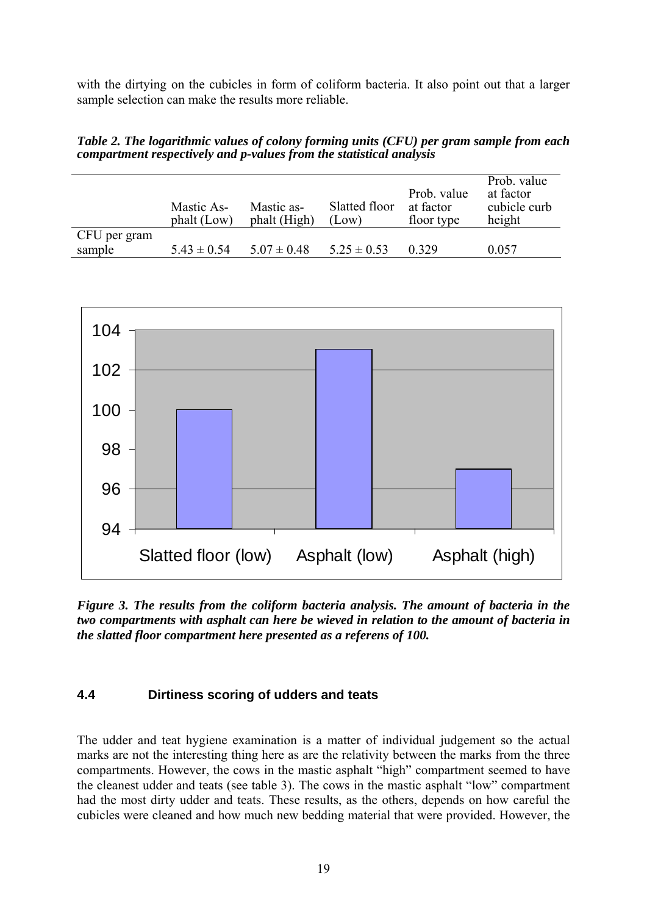with the dirtying on the cubicles in form of coliform bacteria. It also point out that a larger sample selection can make the results more reliable.

***Table 2. The logarithmic values of colony forming units (CFU) per gram sample from each compartment respectively and p-values from the statistical analysis***

| | Mastic Asphalt (Low) | Mastic asphalt (High) | Slatted floor (Low) | Prob. value at factor floor type | Prob. value at factor cubicle curb height |
|---|---|---|---|---|---|
| CFU per gram sample | $5.43 \pm 0.54$ | $5.07 \pm 0.48$ | $5.25 \pm 0.53$ | 0.329 | 0.057 |

***Figure 3. The results from the coliform bacteria analysis. The amount of bacteria in the two compartments with asphalt can here be wieved in relation to the amount of bacteria in the slatted floor compartment here presented as a referens of 100.***

## 4.4 Dirtiness scoring of udders and teats

The udder and teat hygiene examination is a matter of individual judgement so the actual marks are not the interesting thing here as are the relativity between the marks from the three compartments. However, the cows in the mastic asphalt "high" compartment seemed to have the cleanest udder and teats (see table 3). The cows in the mastic asphalt "low" compartment had the most dirty udder and teats. These results, as the others, depends on how careful the cubicles were cleaned and how much new bedding material that were provided. However, the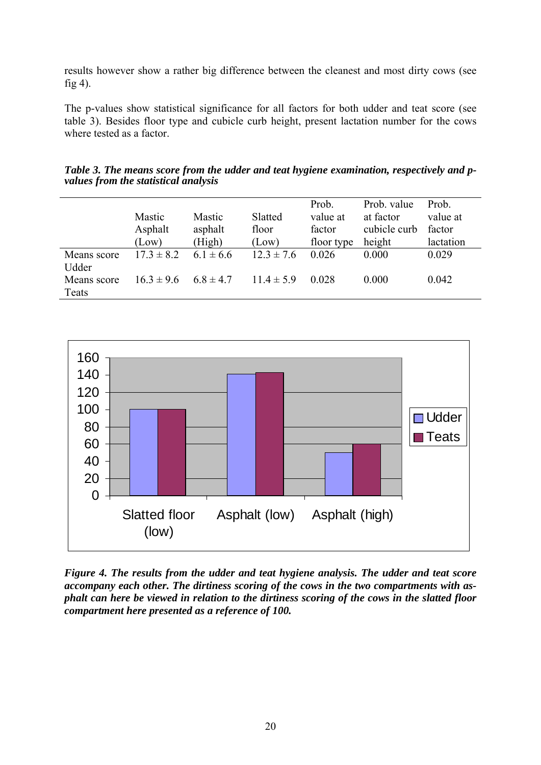results however show a rather big difference between the cleanest and most dirty cows (see fig 4).

The p-values show statistical significance for all factors for both udder and teat score (see table 3). Besides floor type and cubicle curb height, present lactation number for the cows where tested as a factor.

***Table 3. The means score from the udder and teat hygiene examination, respectively and p-values from the statistical analysis***

| | Mastic Asphalt (Low) | Mastic asphalt (High) | Slatted floor (Low) | Prob. value at factor floor type | Prob. value at factor cubicle curb height | Prob. value at factor lactation |
|---|---|---|---|---|---|---|
| Means score Udder | 17.3 ± 8.2 | 6.1 ± 6.6 | 12.3 ± 7.6 | 0.026 | 0.000 | 0.029 |
| Means score Teats | 16.3 ± 9.6 | 6.8 ± 4.7 | 11.4 ± 5.9 | 0.028 | 0.000 | 0.042 |

***Figure 4. The results from the udder and teat hygiene analysis. The udder and teat score accompany each other. The dirtiness scoring of the cows in the two compartments with asphalt can here be viewed in relation to the dirtiness scoring of the cows in the slatted floor compartment here presented as a reference of 100.***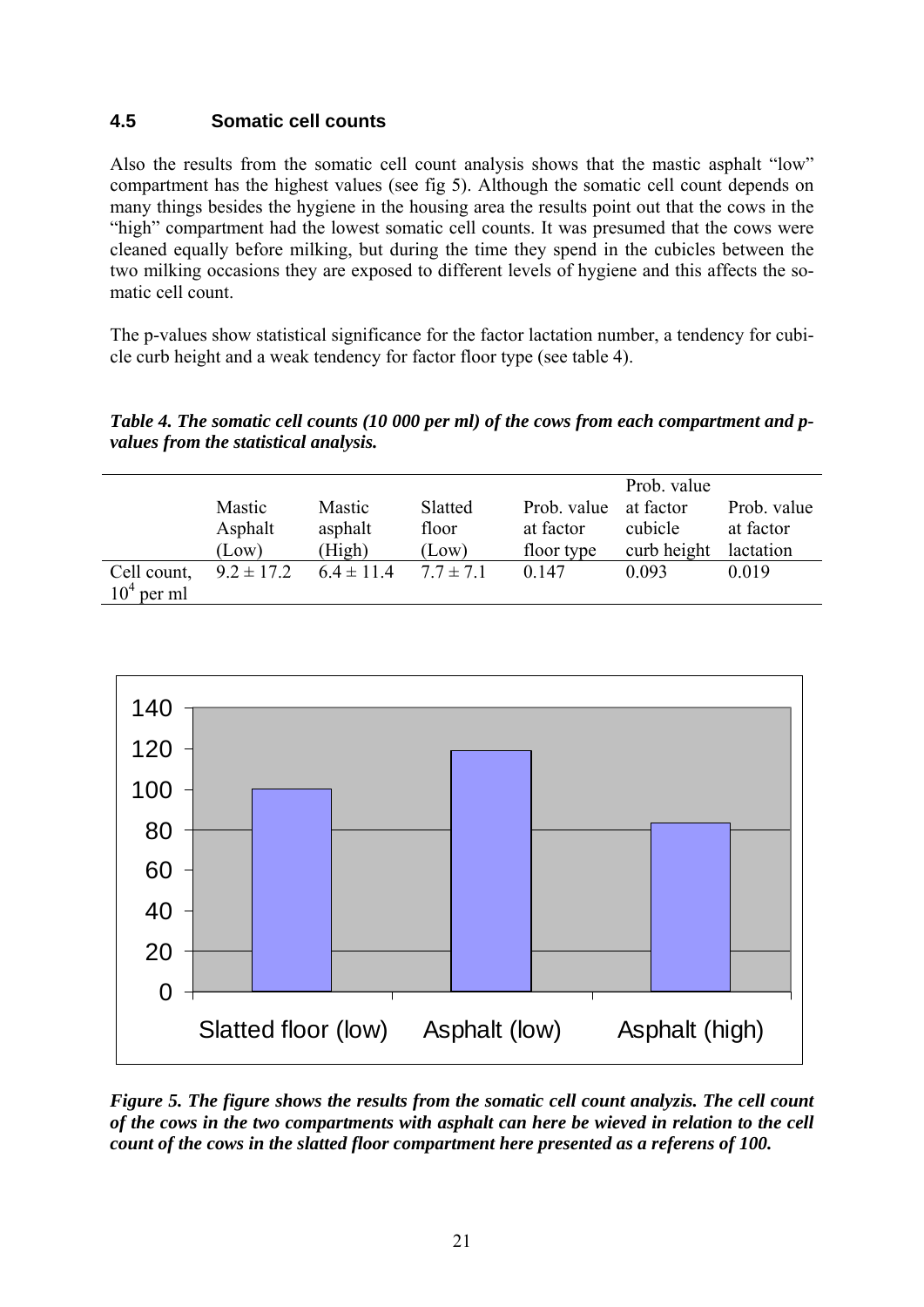### 4.5 Somatic cell counts

Also the results from the somatic cell count analysis shows that the mastic asphalt "low" compartment has the highest values (see fig 5). Although the somatic cell count depends on many things besides the hygiene in the housing area the results point out that the cows in the "high" compartment had the lowest somatic cell counts. It was presumed that the cows were cleaned equally before milking, but during the time they spend in the cubicles between the two milking occasions they are exposed to different levels of hygiene and this affects the somatic cell count.

The p-values show statistical significance for the factor lactation number, a tendency for cubicle curb height and a weak tendency for factor floor type (see table 4).

***Table 4. The somatic cell counts (10 000 per ml) of the cows from each compartment and p-values from the statistical analysis.***

| | Mastic Asphalt (Low) | Mastic asphalt (High) | Slatted floor (Low) | Prob. value at factor floor type | Prob. value at factor cubicle curb height | Prob. value at factor lactation |
|---|---|---|---|---|---|---|
| Cell count, $10^4$ per ml | $9.2 \pm 17.2$ | $6.4 \pm 11.4$ | $7.7 \pm 7.1$ | 0.147 | 0.093 | 0.019 |

***Figure 5. The figure shows the results from the somatic cell count analyzis. The cell count of the cows in the two compartments with asphalt can here be wieved in relation to the cell count of the cows in the slatted floor compartment here presented as a referens of 100.***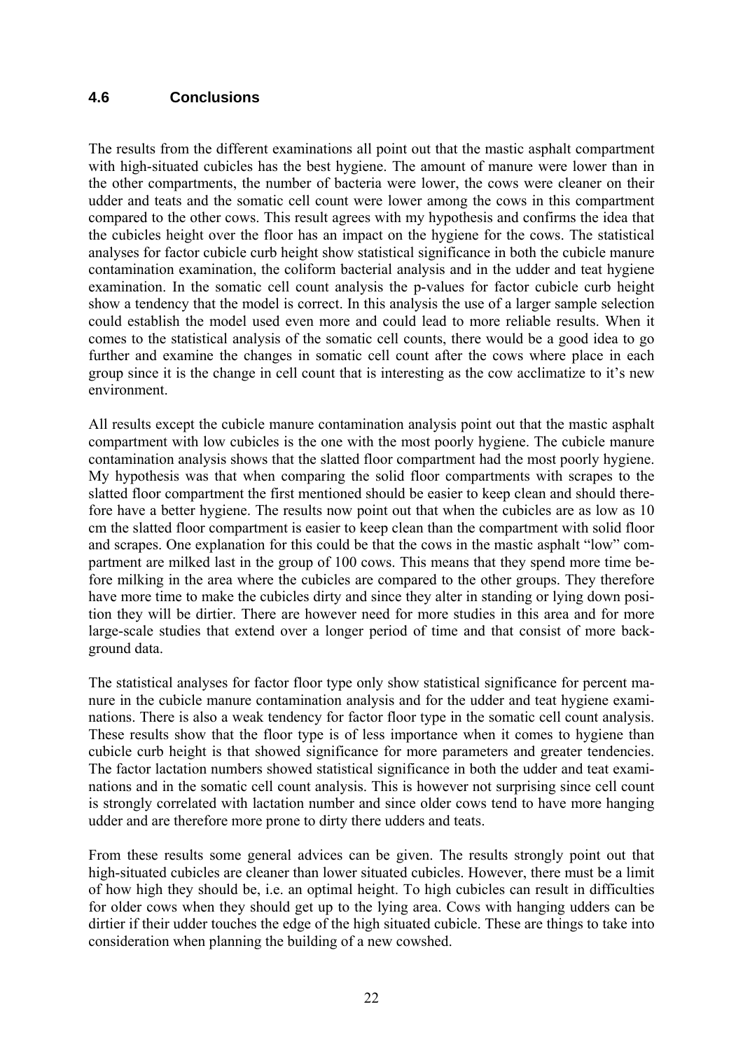### 4.6 Conclusions

The results from the different examinations all point out that the mastic asphalt compartment with high-situated cubicles has the best hygiene. The amount of manure were lower than in the other compartments, the number of bacteria were lower, the cows were cleaner on their udder and teats and the somatic cell count were lower among the cows in this compartment compared to the other cows. This result agrees with my hypothesis and confirms the idea that the cubicles height over the floor has an impact on the hygiene for the cows. The statistical analyses for factor cubicle curb height show statistical significance in both the cubicle manure contamination examination, the coliform bacterial analysis and in the udder and teat hygiene examination. In the somatic cell count analysis the p-values for factor cubicle curb height show a tendency that the model is correct. In this analysis the use of a larger sample selection could establish the model used even more and could lead to more reliable results. When it comes to the statistical analysis of the somatic cell counts, there would be a good idea to go further and examine the changes in somatic cell count after the cows where place in each group since it is the change in cell count that is interesting as the cow acclimatize to it's new environment.

All results except the cubicle manure contamination analysis point out that the mastic asphalt compartment with low cubicles is the one with the most poorly hygiene. The cubicle manure contamination analysis shows that the slatted floor compartment had the most poorly hygiene. My hypothesis was that when comparing the solid floor compartments with scrapes to the slatted floor compartment the first mentioned should be easier to keep clean and should therefore have a better hygiene. The results now point out that when the cubicles are as low as 10 cm the slatted floor compartment is easier to keep clean than the compartment with solid floor and scrapes. One explanation for this could be that the cows in the mastic asphalt "low" compartment are milked last in the group of 100 cows. This means that they spend more time before milking in the area where the cubicles are compared to the other groups. They therefore have more time to make the cubicles dirty and since they alter in standing or lying down position they will be dirtier. There are however need for more studies in this area and for more large-scale studies that extend over a longer period of time and that consist of more background data.

The statistical analyses for factor floor type only show statistical significance for percent manure in the cubicle manure contamination analysis and for the udder and teat hygiene examinations. There is also a weak tendency for factor floor type in the somatic cell count analysis. These results show that the floor type is of less importance when it comes to hygiene than cubicle curb height is that showed significance for more parameters and greater tendencies. The factor lactation numbers showed statistical significance in both the udder and teat examinations and in the somatic cell count analysis. This is however not surprising since cell count is strongly correlated with lactation number and since older cows tend to have more hanging udder and are therefore more prone to dirty there udders and teats.

From these results some general advices can be given. The results strongly point out that high-situated cubicles are cleaner than lower situated cubicles. However, there must be a limit of how high they should be, i.e. an optimal height. To high cubicles can result in difficulties for older cows when they should get up to the lying area. Cows with hanging udders can be dirtier if their udder touches the edge of the high situated cubicle. These are things to take into consideration when planning the building of a new cowshed.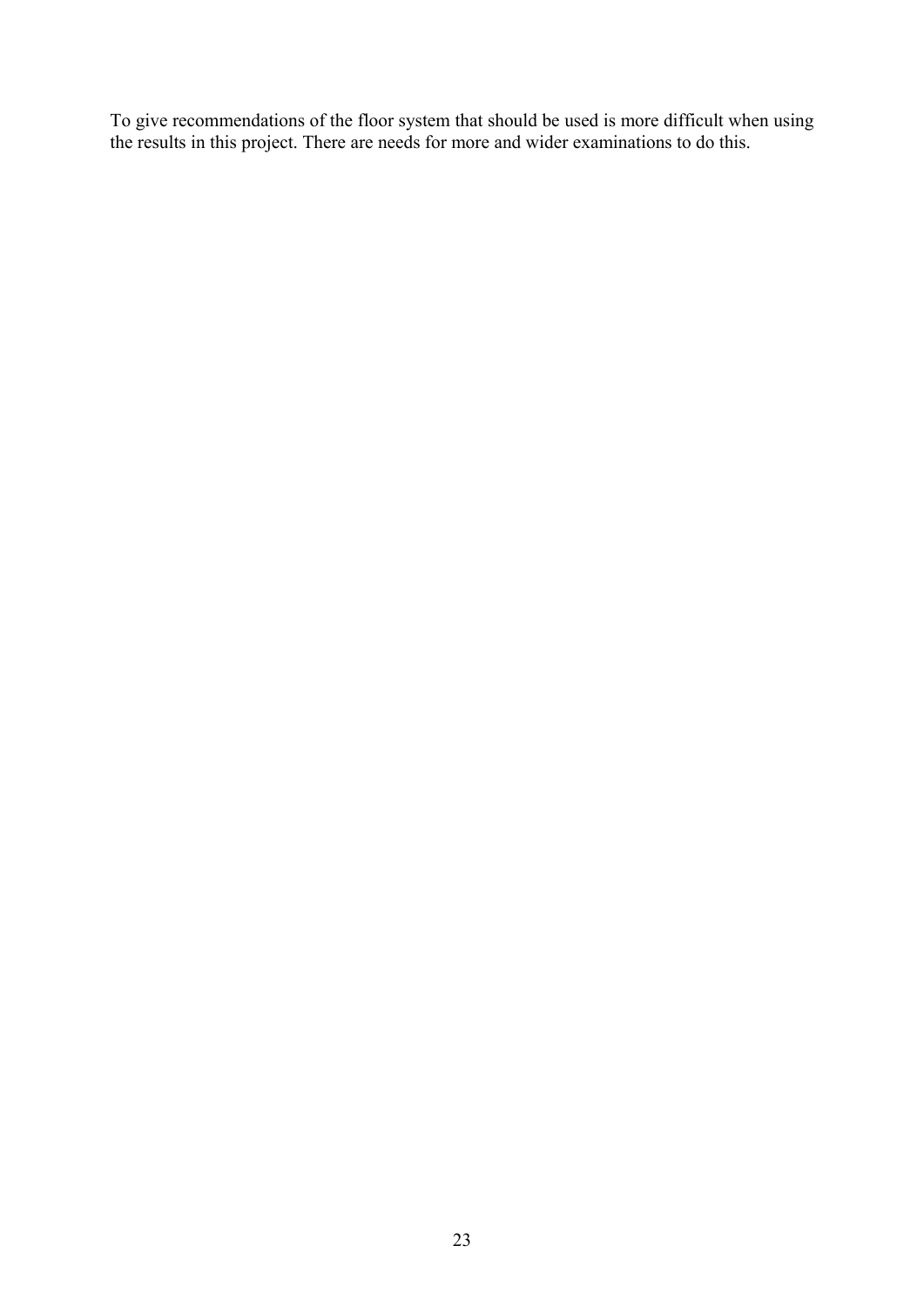To give recommendations of the floor system that should be used is more difficult when using the results in this project. There are needs for more and wider examinations to do this.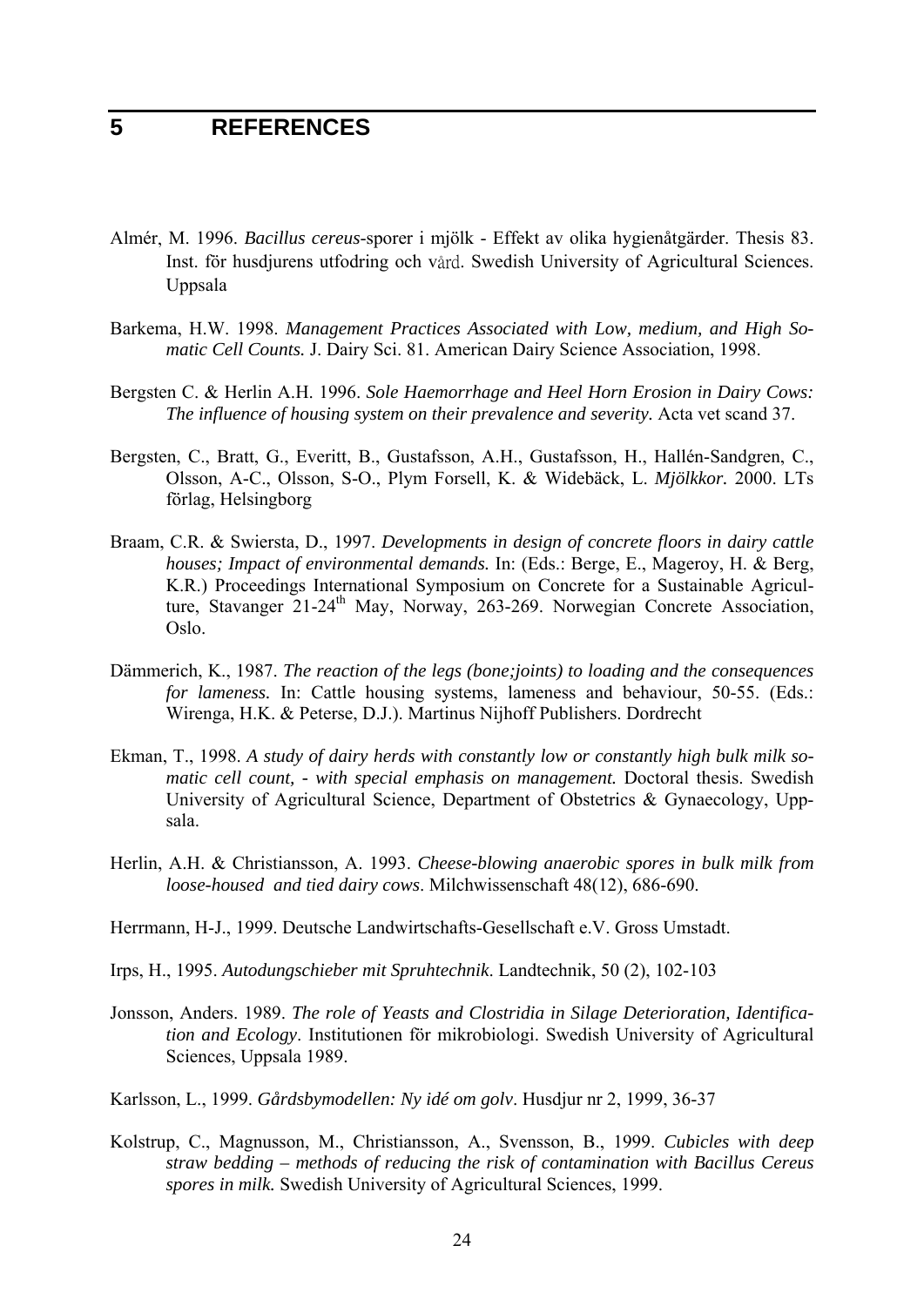# 5 REFERENCES

Almér, M. 1996. *Bacillus cereus*-sporer i mjölk - Effekt av olika hygienåtgärder. Thesis 83. Inst. för husdjurens utfodring och vård. Swedish University of Agricultural Sciences. Uppsala

Barkema, H.W. 1998. *Management Practices Associated with Low, medium, and High Somatic Cell Counts.* J. Dairy Sci. 81. American Dairy Science Association, 1998.

Bergsten C. & Herlin A.H. 1996. *Sole Haemorrhage and Heel Horn Erosion in Dairy Cows: The influence of housing system on their prevalence and severity.* Acta vet scand 37.

Bergsten, C., Bratt, G., Everitt, B., Gustafsson, A.H., Gustafsson, H., Hallén-Sandgren, C., Olsson, A-C., Olsson, S-O., Plym Forsell, K. & Widebäck, L. *Mjölkkor.* 2000. LTs förlag, Helsingborg

Braam, C.R. & Swiersta, D., 1997. *Developments in design of concrete floors in dairy cattle houses; Impact of environmental demands.* In: (Eds.: Berge, E., Mageroy, H. & Berg, K.R.) Proceedings International Symposium on Concrete for a Sustainable Agriculture, Stavanger 21-24th May, Norway, 263-269. Norwegian Concrete Association, Oslo.

Dämmerich, K., 1987. *The reaction of the legs (bone;joints) to loading and the consequences for lameness.* In: Cattle housing systems, lameness and behaviour, 50-55. (Eds.: Wirenga, H.K. & Peterse, D.J.). Martinus Nijhoff Publishers. Dordrecht

Ekman, T., 1998. *A study of dairy herds with constantly low or constantly high bulk milk somatic cell count, - with special emphasis on management.* Doctoral thesis. Swedish University of Agricultural Science, Department of Obstetrics & Gynaecology, Uppsala.

Herlin, A.H. & Christiansson, A. 1993. *Cheese-blowing anaerobic spores in bulk milk from loose-housed and tied dairy cows*. Milchwissenschaft 48(12), 686-690.

Herrmann, H-J., 1999. Deutsche Landwirtschafts-Gesellschaft e.V. Gross Umstadt.

Irps, H., 1995. *Autodungschieber mit Spruhtechnik*. Landtechnik, 50 (2), 102-103

Jonsson, Anders. 1989. *The role of Yeasts and Clostridia in Silage Deterioration, Identification and Ecology*. Institutionen för mikrobiologi. Swedish University of Agricultural Sciences, Uppsala 1989.

Karlsson, L., 1999. *Gårdsbymodellen: Ny idé om golv*. Husdjur nr 2, 1999, 36-37

Kolstrup, C., Magnusson, M., Christiansson, A., Svensson, B., 1999. *Cubicles with deep straw bedding – methods of reducing the risk of contamination with Bacillus Cereus spores in milk.* Swedish University of Agricultural Sciences, 1999.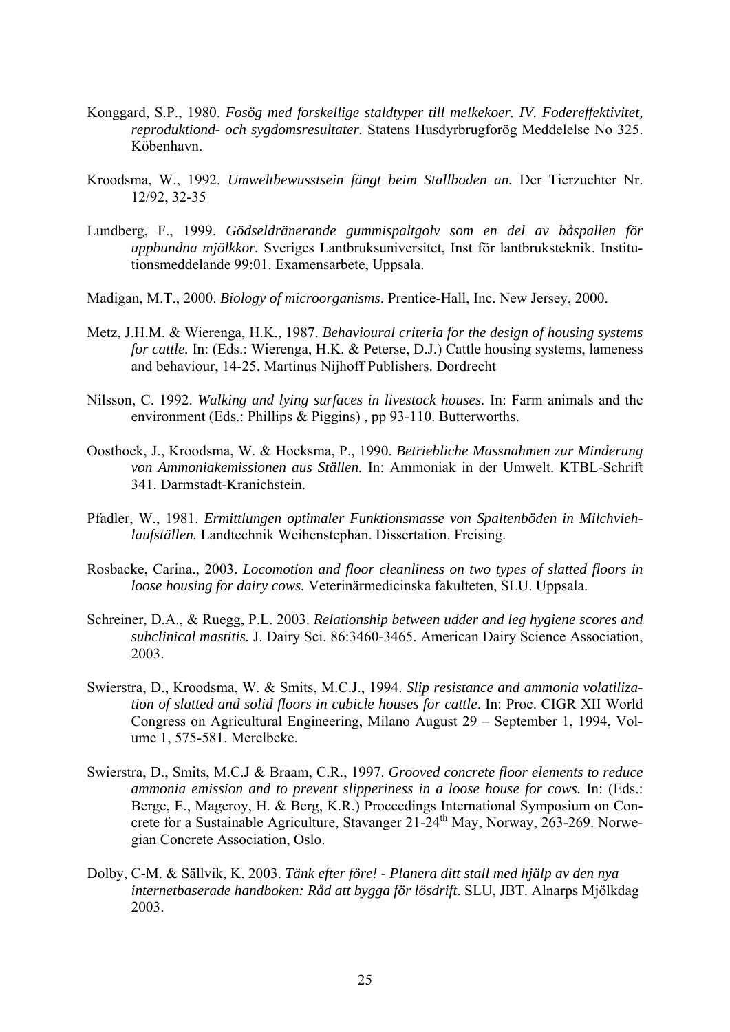Konggard, S.P., 1980. *Fosög med forskellige staldtyper till melkekoer. IV. Fodereffektivitet, reproduktiond- och sygdomsresultater.* Statens Husdyrbrugforög Meddelelse No 325. Köbenhavn.

Kroodsma, W., 1992. *Umweltbewusstsein fängt beim Stallboden an.* Der Tierzuchter Nr. 12/92, 32-35

Lundberg, F., 1999. *Gödseldränerande gummispaltgolv som en del av båspallen för uppbundna mjölkkor.* Sveriges Lantbruksuniversitet, Inst för lantbruksteknik. Institutionsmeddelande 99:01. Examensarbete, Uppsala.

Madigan, M.T., 2000. *Biology of microorganisms*. Prentice-Hall, Inc. New Jersey, 2000.

Metz, J.H.M. & Wierenga, H.K., 1987. *Behavioural criteria for the design of housing systems for cattle.* In: (Eds.: Wierenga, H.K. & Peterse, D.J.) Cattle housing systems, lameness and behaviour, 14-25. Martinus Nijhoff Publishers. Dordrecht

Nilsson, C. 1992. *Walking and lying surfaces in livestock houses.* In: Farm animals and the environment (Eds.: Phillips & Piggins) , pp 93-110. Butterworths.

Oosthoek, J., Kroodsma, W. & Hoeksma, P., 1990. *Betriebliche Massnahmen zur Minderung von Ammoniakemissionen aus Ställen.* In: Ammoniak in der Umwelt. KTBL-Schrift 341. Darmstadt-Kranichstein.

Pfadler, W., 1981. *Ermittlungen optimaler Funktionsmasse von Spaltenböden in Milchviehlaufställen.* Landtechnik Weihenstephan. Dissertation. Freising.

Rosbacke, Carina., 2003. *Locomotion and floor cleanliness on two types of slatted floors in loose housing for dairy cows.* Veterinärmedicinska fakulteten, SLU. Uppsala.

Schreiner, D.A., & Ruegg, P.L. 2003. *Relationship between udder and leg hygiene scores and subclinical mastitis.* J. Dairy Sci. 86:3460-3465. American Dairy Science Association, 2003.

Swierstra, D., Kroodsma, W. & Smits, M.C.J., 1994. *Slip resistance and ammonia volatilization of slatted and solid floors in cubicle houses for cattle*. In: Proc. CIGR XII World Congress on Agricultural Engineering, Milano August 29 – September 1, 1994, Volume 1, 575-581. Merelbeke.

Swierstra, D., Smits, M.C.J & Braam, C.R., 1997. *Grooved concrete floor elements to reduce ammonia emission and to prevent slipperiness in a loose house for cows.* In: (Eds.: Berge, E., Mageroy, H. & Berg, K.R.) Proceedings International Symposium on Concrete for a Sustainable Agriculture, Stavanger 21-24th May, Norway, 263-269. Norwegian Concrete Association, Oslo.

Dolby, C-M. & Sällvik, K. 2003. *Tänk efter före! - Planera ditt stall med hjälp av den nya internetbaserade handboken: Råd att bygga för lösdrift*. SLU, JBT. Alnarps Mjölkdag 2003.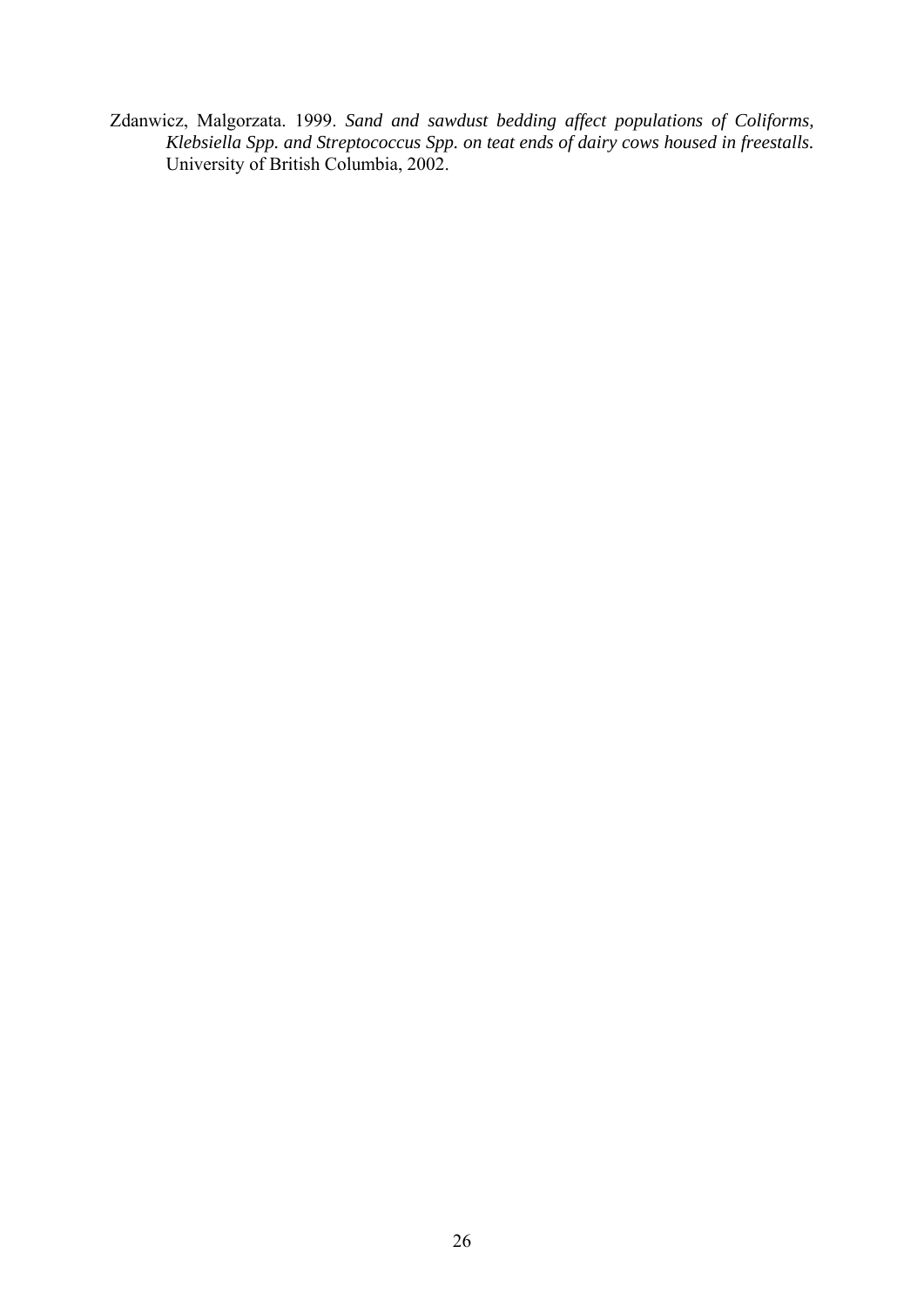Zdanwicz, Malgorzata. 1999. *Sand and sawdust bedding affect populations of Coliforms, Klebsiella Spp. and Streptococcus Spp. on teat ends of dairy cows housed in freestalls.* University of British Columbia, 2002.